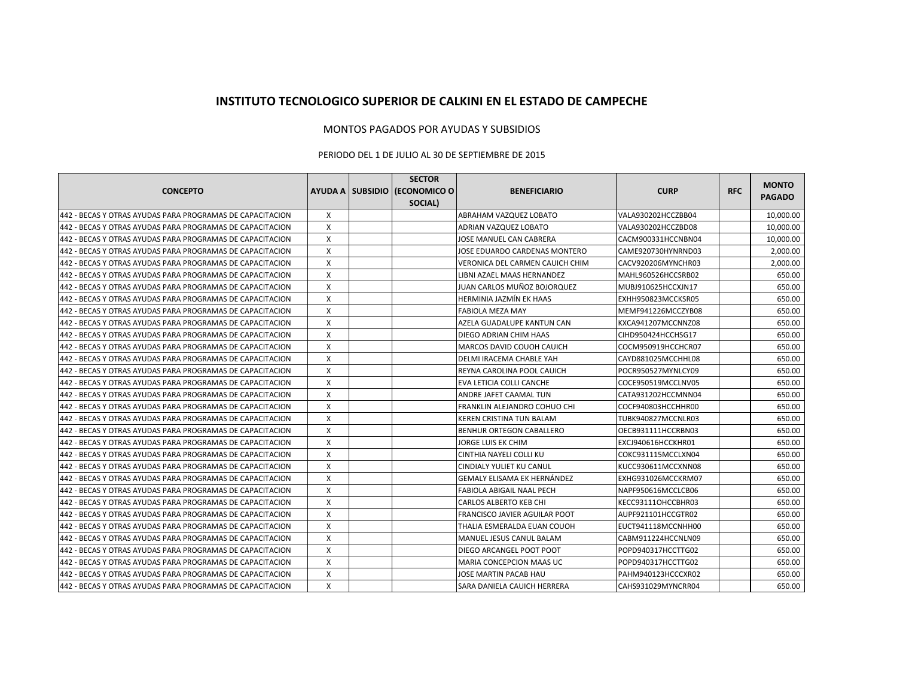# INSTITUTO TECNOLOGICO SUPERIOR DE CALKINI EN EL ESTADO DE CAMPECHE

MONTOS PAGADOS POR AYUDAS Y SUBSIDIOS

PERIODO DEL 1 DE JULIO AL 30 DE SEPTIEMBRE DE 2015

| CONCEPTO | AYUDA A | SUBSIDIO | SECTOR (ECONOMICO O SOCIAL) | BENEFICIARIO | CURP | RFC | MONTO PAGADO |
|---|---|---|---|---|---|---|---|
| 442 - BECAS Y OTRAS AYUDAS PARA PROGRAMAS DE CAPACITACION | X | | | ABRAHAM VAZQUEZ LOBATO | VALA930202HCCZBB04 | | 10,000.00 |
| 442 - BECAS Y OTRAS AYUDAS PARA PROGRAMAS DE CAPACITACION | X | | | ADRIAN VAZQUEZ LOBATO | VALA930202HCCZBD08 | | 10,000.00 |
| 442 - BECAS Y OTRAS AYUDAS PARA PROGRAMAS DE CAPACITACION | X | | | JOSE MANUEL CAN CABRERA | CACM900331HCCNBN04 | | 10,000.00 |
| 442 - BECAS Y OTRAS AYUDAS PARA PROGRAMAS DE CAPACITACION | X | | | JOSE EDUARDO CARDENAS MONTERO | CAME920730HYNRND03 | | 2,000.00 |
| 442 - BECAS Y OTRAS AYUDAS PARA PROGRAMAS DE CAPACITACION | X | | | VERONICA DEL CARMEN CAUICH CHIM | CACV920206MYNCHR03 | | 2,000.00 |
| 442 - BECAS Y OTRAS AYUDAS PARA PROGRAMAS DE CAPACITACION | X | | | LIBNI AZAEL MAAS HERNANDEZ | MAHL960526HCCSRB02 | | 650.00 |
| 442 - BECAS Y OTRAS AYUDAS PARA PROGRAMAS DE CAPACITACION | X | | | JUAN CARLOS MUÑOZ BOJORQUEZ | MUBJ910625HCCXJN17 | | 650.00 |
| 442 - BECAS Y OTRAS AYUDAS PARA PROGRAMAS DE CAPACITACION | X | | | HERMINIA JAZMÍN EK HAAS | EXHH950823MCCKSR05 | | 650.00 |
| 442 - BECAS Y OTRAS AYUDAS PARA PROGRAMAS DE CAPACITACION | X | | | FABIOLA MEZA MAY | MEMF941226MCCZYB08 | | 650.00 |
| 442 - BECAS Y OTRAS AYUDAS PARA PROGRAMAS DE CAPACITACION | X | | | AZELA GUADALUPE KANTUN CAN | KXCA941207MCCNNZ08 | | 650.00 |
| 442 - BECAS Y OTRAS AYUDAS PARA PROGRAMAS DE CAPACITACION | X | | | DIEGO ADRIAN CHIM HAAS | CIHD950424HCCHSG17 | | 650.00 |
| 442 - BECAS Y OTRAS AYUDAS PARA PROGRAMAS DE CAPACITACION | X | | | MARCOS DAVID COUOH CAUICH | COCM950919HCCHCR07 | | 650.00 |
| 442 - BECAS Y OTRAS AYUDAS PARA PROGRAMAS DE CAPACITACION | X | | | DELMI IRACEMA CHABLE YAH | CAYD881025MCCHHL08 | | 650.00 |
| 442 - BECAS Y OTRAS AYUDAS PARA PROGRAMAS DE CAPACITACION | X | | | REYNA CAROLINA POOL CAUICH | POCR950527MYNLCY09 | | 650.00 |
| 442 - BECAS Y OTRAS AYUDAS PARA PROGRAMAS DE CAPACITACION | X | | | EVA LETICIA COLLI CANCHE | COCE950519MCCLNV05 | | 650.00 |
| 442 - BECAS Y OTRAS AYUDAS PARA PROGRAMAS DE CAPACITACION | X | | | ANDRE JAFET CAAMAL TUN | CATA931202HCCMNN04 | | 650.00 |
| 442 - BECAS Y OTRAS AYUDAS PARA PROGRAMAS DE CAPACITACION | X | | | FRANKLIN ALEJANDRO COHUO CHI | COCF940803HCCHHR00 | | 650.00 |
| 442 - BECAS Y OTRAS AYUDAS PARA PROGRAMAS DE CAPACITACION | X | | | KEREN CRISTINA TUN BALAM | TUBK940827MCCNLR03 | | 650.00 |
| 442 - BECAS Y OTRAS AYUDAS PARA PROGRAMAS DE CAPACITACION | X | | | BENHUR ORTEGON CABALLERO | OECB931111HCCRBN03 | | 650.00 |
| 442 - BECAS Y OTRAS AYUDAS PARA PROGRAMAS DE CAPACITACION | X | | | JORGE LUIS EK CHIM | EXCJ940616HCCKHR01 | | 650.00 |
| 442 - BECAS Y OTRAS AYUDAS PARA PROGRAMAS DE CAPACITACION | X | | | CINTHIA NAYELI COLLI KU | COKC931115MCCLXN04 | | 650.00 |
| 442 - BECAS Y OTRAS AYUDAS PARA PROGRAMAS DE CAPACITACION | X | | | CINDIALY YULIET KU CANUL | KUCC930611MCCXNN08 | | 650.00 |
| 442 - BECAS Y OTRAS AYUDAS PARA PROGRAMAS DE CAPACITACION | X | | | GEMALY ELISAMA EK HERNÁNDEZ | EXHG931026MCCKRM07 | | 650.00 |
| 442 - BECAS Y OTRAS AYUDAS PARA PROGRAMAS DE CAPACITACION | X | | | FABIOLA ABIGAIL NAAL PECH | NAPF950616MCCLCB06 | | 650.00 |
| 442 - BECAS Y OTRAS AYUDAS PARA PROGRAMAS DE CAPACITACION | X | | | CARLOS ALBERTO KEB CHI | KECC93111OHCCBHR03 | | 650.00 |
| 442 - BECAS Y OTRAS AYUDAS PARA PROGRAMAS DE CAPACITACION | X | | | FRANCISCO JAVIER AGUILAR POOT | AUPF921101HCCGTR02 | | 650.00 |
| 442 - BECAS Y OTRAS AYUDAS PARA PROGRAMAS DE CAPACITACION | X | | | THALIA ESMERALDA EUAN COUOH | EUCT941118MCCNHH00 | | 650.00 |
| 442 - BECAS Y OTRAS AYUDAS PARA PROGRAMAS DE CAPACITACION | X | | | MANUEL JESUS CANUL BALAM | CABM911224HCCNLN09 | | 650.00 |
| 442 - BECAS Y OTRAS AYUDAS PARA PROGRAMAS DE CAPACITACION | X | | | DIEGO ARCANGEL POOT POOT | POPD940317HCCTTG02 | | 650.00 |
| 442 - BECAS Y OTRAS AYUDAS PARA PROGRAMAS DE CAPACITACION | X | | | MARIA CONCEPCION MAAS UC | POPD940317HCCTTG02 | | 650.00 |
| 442 - BECAS Y OTRAS AYUDAS PARA PROGRAMAS DE CAPACITACION | X | | | JOSE MARTIN PACAB HAU | PAHM940123HCCCXR02 | | 650.00 |
| 442 - BECAS Y OTRAS AYUDAS PARA PROGRAMAS DE CAPACITACION | X | | | SARA DANIELA CAUICH HERRERA | CAHS931029MYNCRR04 | | 650.00 |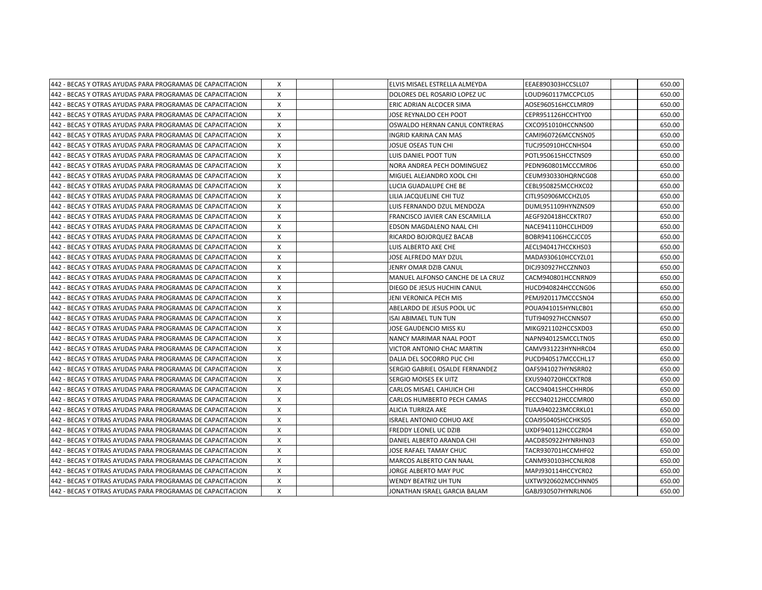| | | | | | | | |
|---|---|---|---|---|---|---|---|
| 442 - BECAS Y OTRAS AYUDAS PARA PROGRAMAS DE CAPACITACION | X | | | ELVIS MISAEL ESTRELLA ALMEYDA | EEAE890303HCCSLL07 | | 650.00 |
| 442 - BECAS Y OTRAS AYUDAS PARA PROGRAMAS DE CAPACITACION | X | | | DOLORES DEL ROSARIO LOPEZ UC | LOUD960117MCCPCL05 | | 650.00 |
| 442 - BECAS Y OTRAS AYUDAS PARA PROGRAMAS DE CAPACITACION | X | | | ERIC ADRIAN ALCOCER SIMA | AOSE960516HCCLMR09 | | 650.00 |
| 442 - BECAS Y OTRAS AYUDAS PARA PROGRAMAS DE CAPACITACION | X | | | JOSE REYNALDO CEH POOT | CEPR951126HCCHTY00 | | 650.00 |
| 442 - BECAS Y OTRAS AYUDAS PARA PROGRAMAS DE CAPACITACION | X | | | OSWALDO HERNAN CANUL CONTRERAS | CXCO951010HCCNNS00 | | 650.00 |
| 442 - BECAS Y OTRAS AYUDAS PARA PROGRAMAS DE CAPACITACION | X | | | INGRID KARINA CAN MAS | CAMI960726MCCNSN05 | | 650.00 |
| 442 - BECAS Y OTRAS AYUDAS PARA PROGRAMAS DE CAPACITACION | X | | | JOSUE OSEAS TUN CHI | TUCJ950910HCCNHS04 | | 650.00 |
| 442 - BECAS Y OTRAS AYUDAS PARA PROGRAMAS DE CAPACITACION | X | | | LUIS DANIEL POOT TUN | POTL950615HCCTNS09 | | 650.00 |
| 442 - BECAS Y OTRAS AYUDAS PARA PROGRAMAS DE CAPACITACION | X | | | NORA ANDREA PECH DOMINGUEZ | PEDN960801MCCCMR06 | | 650.00 |
| 442 - BECAS Y OTRAS AYUDAS PARA PROGRAMAS DE CAPACITACION | X | | | MIGUEL ALEJANDRO XOOL CHI | CEUM930330HQRNCG08 | | 650.00 |
| 442 - BECAS Y OTRAS AYUDAS PARA PROGRAMAS DE CAPACITACION | X | | | LUCIA GUADALUPE CHE BE | CEBL950825MCCHXC02 | | 650.00 |
| 442 - BECAS Y OTRAS AYUDAS PARA PROGRAMAS DE CAPACITACION | X | | | LILIA JACQUELINE CHI TUZ | CITL950906MCCHZL05 | | 650.00 |
| 442 - BECAS Y OTRAS AYUDAS PARA PROGRAMAS DE CAPACITACION | X | | | LUIS FERNANDO DZUL MENDOZA | DUML951109HYNZNS09 | | 650.00 |
| 442 - BECAS Y OTRAS AYUDAS PARA PROGRAMAS DE CAPACITACION | X | | | FRANCISCO JAVIER CAN ESCAMILLA | AEGF920418HCCKTR07 | | 650.00 |
| 442 - BECAS Y OTRAS AYUDAS PARA PROGRAMAS DE CAPACITACION | X | | | EDSON MAGDALENO NAAL CHI | NACE941110HCCLHD09 | | 650.00 |
| 442 - BECAS Y OTRAS AYUDAS PARA PROGRAMAS DE CAPACITACION | X | | | RICARDO BOJORQUEZ BACAB | BOBR941106HCCJCC05 | | 650.00 |
| 442 - BECAS Y OTRAS AYUDAS PARA PROGRAMAS DE CAPACITACION | X | | | LUIS ALBERTO AKE CHE | AECL940417HCCKHS03 | | 650.00 |
| 442 - BECAS Y OTRAS AYUDAS PARA PROGRAMAS DE CAPACITACION | X | | | JOSE ALFREDO MAY DZUL | MADA930610HCCYZL01 | | 650.00 |
| 442 - BECAS Y OTRAS AYUDAS PARA PROGRAMAS DE CAPACITACION | X | | | JENRY OMAR DZIB CANUL | DICJ930927HCCZNN03 | | 650.00 |
| 442 - BECAS Y OTRAS AYUDAS PARA PROGRAMAS DE CAPACITACION | X | | | MANUEL ALFONSO CANCHE DE LA CRUZ | CACM940801HCCNRN09 | | 650.00 |
| 442 - BECAS Y OTRAS AYUDAS PARA PROGRAMAS DE CAPACITACION | X | | | DIEGO DE JESUS HUCHIN CANUL | HUCD940824HCCCNG06 | | 650.00 |
| 442 - BECAS Y OTRAS AYUDAS PARA PROGRAMAS DE CAPACITACION | X | | | JENI VERONICA PECH MIS | PEMJ920117MCCCSN04 | | 650.00 |
| 442 - BECAS Y OTRAS AYUDAS PARA PROGRAMAS DE CAPACITACION | X | | | ABELARDO DE JESUS POOL UC | POUA941015HYNLCB01 | | 650.00 |
| 442 - BECAS Y OTRAS AYUDAS PARA PROGRAMAS DE CAPACITACION | X | | | ISAI ABIMAEL TUN TUN | TUTI940927HCCNNS07 | | 650.00 |
| 442 - BECAS Y OTRAS AYUDAS PARA PROGRAMAS DE CAPACITACION | X | | | JOSE GAUDENCIO MISS KU | MIKG921102HCCSXD03 | | 650.00 |
| 442 - BECAS Y OTRAS AYUDAS PARA PROGRAMAS DE CAPACITACION | X | | | NANCY MARIMAR NAAL POOT | NAPN940125MCCLTN05 | | 650.00 |
| 442 - BECAS Y OTRAS AYUDAS PARA PROGRAMAS DE CAPACITACION | X | | | VICTOR ANTONIO CHAC MARTIN | CAMV931223HYNHRC04 | | 650.00 |
| 442 - BECAS Y OTRAS AYUDAS PARA PROGRAMAS DE CAPACITACION | X | | | DALIA DEL SOCORRO PUC CHI | PUCD940517MCCCHL17 | | 650.00 |
| 442 - BECAS Y OTRAS AYUDAS PARA PROGRAMAS DE CAPACITACION | X | | | SERGIO GABRIEL OSALDE FERNANDEZ | OAFS941027HYNSRR02 | | 650.00 |
| 442 - BECAS Y OTRAS AYUDAS PARA PROGRAMAS DE CAPACITACION | X | | | SERGIO MOISES EK UITZ | EXUS940720HCCKTR08 | | 650.00 |
| 442 - BECAS Y OTRAS AYUDAS PARA PROGRAMAS DE CAPACITACION | X | | | CARLOS MISAEL CAHUICH CHI | CACC940415HCCHHR06 | | 650.00 |
| 442 - BECAS Y OTRAS AYUDAS PARA PROGRAMAS DE CAPACITACION | X | | | CARLOS HUMBERTO PECH CAMAS | PECC940212HCCCMR00 | | 650.00 |
| 442 - BECAS Y OTRAS AYUDAS PARA PROGRAMAS DE CAPACITACION | X | | | ALICIA TURRIZA AKE | TUAA940223MCCRKL01 | | 650.00 |
| 442 - BECAS Y OTRAS AYUDAS PARA PROGRAMAS DE CAPACITACION | X | | | ISRAEL ANTONIO COHUO AKE | COAI950405HCCHKS05 | | 650.00 |
| 442 - BECAS Y OTRAS AYUDAS PARA PROGRAMAS DE CAPACITACION | X | | | FREDDY LEONEL UC DZIB | UXDF940112HCCCZR04 | | 650.00 |
| 442 - BECAS Y OTRAS AYUDAS PARA PROGRAMAS DE CAPACITACION | X | | | DANIEL ALBERTO ARANDA CHI | AACD850922HYNRHN03 | | 650.00 |
| 442 - BECAS Y OTRAS AYUDAS PARA PROGRAMAS DE CAPACITACION | X | | | JOSE RAFAEL TAMAY CHUC | TACR930701HCCMHF02 | | 650.00 |
| 442 - BECAS Y OTRAS AYUDAS PARA PROGRAMAS DE CAPACITACION | X | | | MARCOS ALBERTO CAN NAAL | CANM930103HCCNLR08 | | 650.00 |
| 442 - BECAS Y OTRAS AYUDAS PARA PROGRAMAS DE CAPACITACION | X | | | JORGE ALBERTO MAY PUC | MAPJ930114HCCYCR02 | | 650.00 |
| 442 - BECAS Y OTRAS AYUDAS PARA PROGRAMAS DE CAPACITACION | X | | | WENDY BEATRIZ UH TUN | UXTW920602MCCHNN05 | | 650.00 |
| 442 - BECAS Y OTRAS AYUDAS PARA PROGRAMAS DE CAPACITACION | X | | | JONATHAN ISRAEL GARCIA BALAM | GABJ930507HYNRLN06 | | 650.00 |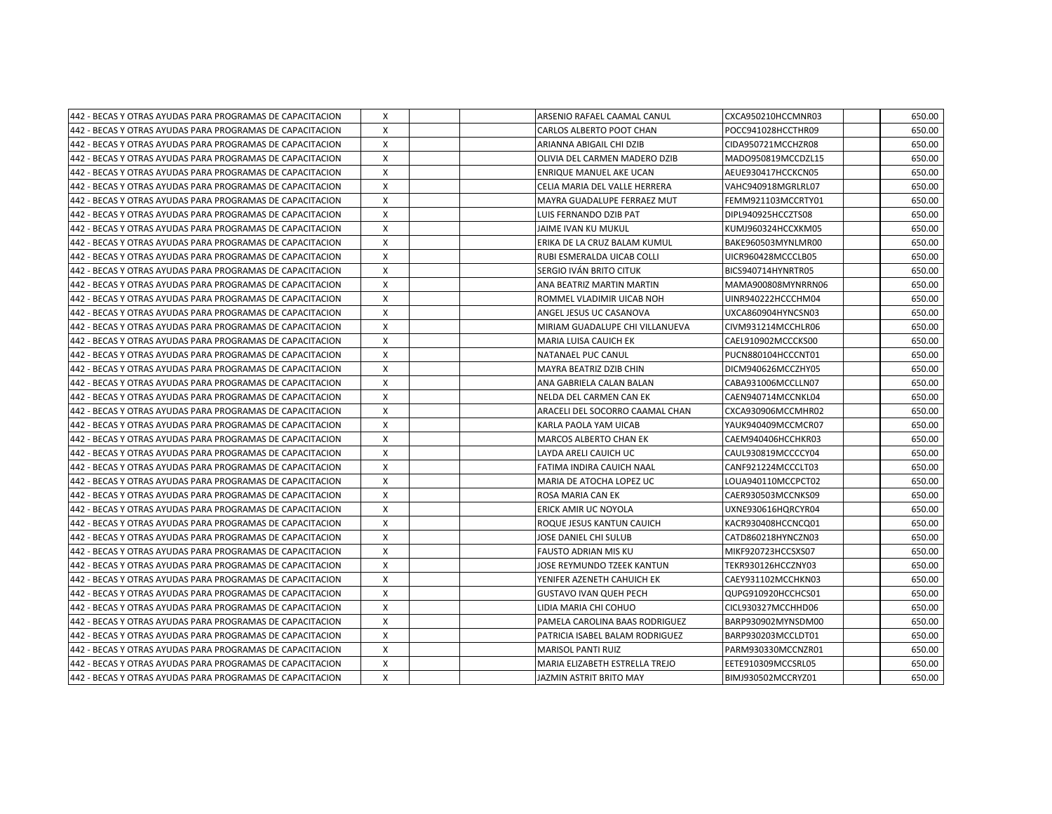| | | | | | | | |
|---|---|---|---|---|---|---|---|
| 442 - BECAS Y OTRAS AYUDAS PARA PROGRAMAS DE CAPACITACION | X | | | ARSENIO RAFAEL CAAMAL CANUL | CXCA950210HCCMNR03 | | 650.00 |
| 442 - BECAS Y OTRAS AYUDAS PARA PROGRAMAS DE CAPACITACION | X | | | CARLOS ALBERTO POOT CHAN | POCC941028HCCTHR09 | | 650.00 |
| 442 - BECAS Y OTRAS AYUDAS PARA PROGRAMAS DE CAPACITACION | X | | | ARIANNA ABIGAIL CHI DZIB | CIDA950721MCCHZR08 | | 650.00 |
| 442 - BECAS Y OTRAS AYUDAS PARA PROGRAMAS DE CAPACITACION | X | | | OLIVIA DEL CARMEN MADERO DZIB | MADO950819MCCDZL15 | | 650.00 |
| 442 - BECAS Y OTRAS AYUDAS PARA PROGRAMAS DE CAPACITACION | X | | | ENRIQUE MANUEL AKE UCAN | AEUE930417HCCKCN05 | | 650.00 |
| 442 - BECAS Y OTRAS AYUDAS PARA PROGRAMAS DE CAPACITACION | X | | | CELIA MARIA DEL VALLE HERRERA | VAHC940918MGRLRL07 | | 650.00 |
| 442 - BECAS Y OTRAS AYUDAS PARA PROGRAMAS DE CAPACITACION | X | | | MAYRA GUADALUPE FERRAEZ MUT | FEMM921103MCCRTY01 | | 650.00 |
| 442 - BECAS Y OTRAS AYUDAS PARA PROGRAMAS DE CAPACITACION | X | | | LUIS FERNANDO DZIB PAT | DIPL940925HCCZTS08 | | 650.00 |
| 442 - BECAS Y OTRAS AYUDAS PARA PROGRAMAS DE CAPACITACION | X | | | JAIME IVAN KU MUKUL | KUMJ960324HCCXKM05 | | 650.00 |
| 442 - BECAS Y OTRAS AYUDAS PARA PROGRAMAS DE CAPACITACION | X | | | ERIKA DE LA CRUZ BALAM KUMUL | BAKE960503MYNLMR00 | | 650.00 |
| 442 - BECAS Y OTRAS AYUDAS PARA PROGRAMAS DE CAPACITACION | X | | | RUBI ESMERALDA UICAB COLLI | UICR960428MCCCLB05 | | 650.00 |
| 442 - BECAS Y OTRAS AYUDAS PARA PROGRAMAS DE CAPACITACION | X | | | SERGIO IVÁN BRITO CITUK | BICS940714HYNRTR05 | | 650.00 |
| 442 - BECAS Y OTRAS AYUDAS PARA PROGRAMAS DE CAPACITACION | X | | | ANA BEATRIZ MARTIN MARTIN | MAMA900808MYNRRN06 | | 650.00 |
| 442 - BECAS Y OTRAS AYUDAS PARA PROGRAMAS DE CAPACITACION | X | | | ROMMEL VLADIMIR UICAB NOH | UINR940222HCCCHM04 | | 650.00 |
| 442 - BECAS Y OTRAS AYUDAS PARA PROGRAMAS DE CAPACITACION | X | | | ANGEL JESUS UC CASANOVA | UXCA860904HYNCSN03 | | 650.00 |
| 442 - BECAS Y OTRAS AYUDAS PARA PROGRAMAS DE CAPACITACION | X | | | MIRIAM GUADALUPE CHI VILLANUEVA | CIVM931214MCCHLR06 | | 650.00 |
| 442 - BECAS Y OTRAS AYUDAS PARA PROGRAMAS DE CAPACITACION | X | | | MARIA LUISA CAUICH EK | CAEL910902MCCCKS00 | | 650.00 |
| 442 - BECAS Y OTRAS AYUDAS PARA PROGRAMAS DE CAPACITACION | X | | | NATANAEL PUC CANUL | PUCN880104HCCCNT01 | | 650.00 |
| 442 - BECAS Y OTRAS AYUDAS PARA PROGRAMAS DE CAPACITACION | X | | | MAYRA BEATRIZ DZIB CHIN | DICM940626MCCZHY05 | | 650.00 |
| 442 - BECAS Y OTRAS AYUDAS PARA PROGRAMAS DE CAPACITACION | X | | | ANA GABRIELA CALAN BALAN | CABA931006MCCLLN07 | | 650.00 |
| 442 - BECAS Y OTRAS AYUDAS PARA PROGRAMAS DE CAPACITACION | X | | | NELDA DEL CARMEN CAN EK | CAEN940714MCCNKL04 | | 650.00 |
| 442 - BECAS Y OTRAS AYUDAS PARA PROGRAMAS DE CAPACITACION | X | | | ARACELI DEL SOCORRO CAAMAL CHAN | CXCA930906MCCMHR02 | | 650.00 |
| 442 - BECAS Y OTRAS AYUDAS PARA PROGRAMAS DE CAPACITACION | X | | | KARLA PAOLA YAM UICAB | YAUK940409MCCMCR07 | | 650.00 |
| 442 - BECAS Y OTRAS AYUDAS PARA PROGRAMAS DE CAPACITACION | X | | | MARCOS ALBERTO CHAN EK | CAEM940406HCCHKR03 | | 650.00 |
| 442 - BECAS Y OTRAS AYUDAS PARA PROGRAMAS DE CAPACITACION | X | | | LAYDA ARELI CAUICH UC | CAUL930819MCCCCY04 | | 650.00 |
| 442 - BECAS Y OTRAS AYUDAS PARA PROGRAMAS DE CAPACITACION | X | | | FATIMA INDIRA CAUICH NAAL | CANF921224MCCCLT03 | | 650.00 |
| 442 - BECAS Y OTRAS AYUDAS PARA PROGRAMAS DE CAPACITACION | X | | | MARIA DE ATOCHA LOPEZ UC | LOUA940110MCCPCT02 | | 650.00 |
| 442 - BECAS Y OTRAS AYUDAS PARA PROGRAMAS DE CAPACITACION | X | | | ROSA MARIA CAN EK | CAER930503MCCNKS09 | | 650.00 |
| 442 - BECAS Y OTRAS AYUDAS PARA PROGRAMAS DE CAPACITACION | X | | | ERICK AMIR UC NOYOLA | UXNE930616HQRCYR04 | | 650.00 |
| 442 - BECAS Y OTRAS AYUDAS PARA PROGRAMAS DE CAPACITACION | X | | | ROQUE JESUS KANTUN CAUICH | KACR930408HCCNCQ01 | | 650.00 |
| 442 - BECAS Y OTRAS AYUDAS PARA PROGRAMAS DE CAPACITACION | X | | | JOSE DANIEL CHI SULUB | CATD860218HYNCZN03 | | 650.00 |
| 442 - BECAS Y OTRAS AYUDAS PARA PROGRAMAS DE CAPACITACION | X | | | FAUSTO ADRIAN MIS KU | MIKF920723HCCSXS07 | | 650.00 |
| 442 - BECAS Y OTRAS AYUDAS PARA PROGRAMAS DE CAPACITACION | X | | | JOSE REYMUNDO TZEEK KANTUN | TEKR930126HCCZNY03 | | 650.00 |
| 442 - BECAS Y OTRAS AYUDAS PARA PROGRAMAS DE CAPACITACION | X | | | YENIFER AZENETH CAHUICH EK | CAEY931102MCCHKN03 | | 650.00 |
| 442 - BECAS Y OTRAS AYUDAS PARA PROGRAMAS DE CAPACITACION | X | | | GUSTAVO IVAN QUEH PECH | QUPG910920HCCHCS01 | | 650.00 |
| 442 - BECAS Y OTRAS AYUDAS PARA PROGRAMAS DE CAPACITACION | X | | | LIDIA MARIA CHI COHUO | CICL930327MCCHHD06 | | 650.00 |
| 442 - BECAS Y OTRAS AYUDAS PARA PROGRAMAS DE CAPACITACION | X | | | PAMELA CAROLINA BAAS RODRIGUEZ | BARP930902MYNSDM00 | | 650.00 |
| 442 - BECAS Y OTRAS AYUDAS PARA PROGRAMAS DE CAPACITACION | X | | | PATRICIA ISABEL BALAM RODRIGUEZ | BARP930203MCCLDT01 | | 650.00 |
| 442 - BECAS Y OTRAS AYUDAS PARA PROGRAMAS DE CAPACITACION | X | | | MARISOL PANTI RUIZ | PARM930330MCCNZR01 | | 650.00 |
| 442 - BECAS Y OTRAS AYUDAS PARA PROGRAMAS DE CAPACITACION | X | | | MARIA ELIZABETH ESTRELLA TREJO | EETE910309MCCSRL05 | | 650.00 |
| 442 - BECAS Y OTRAS AYUDAS PARA PROGRAMAS DE CAPACITACION | X | | | JAZMIN ASTRIT BRITO MAY | BIMJ930502MCCRYZ01 | | 650.00 |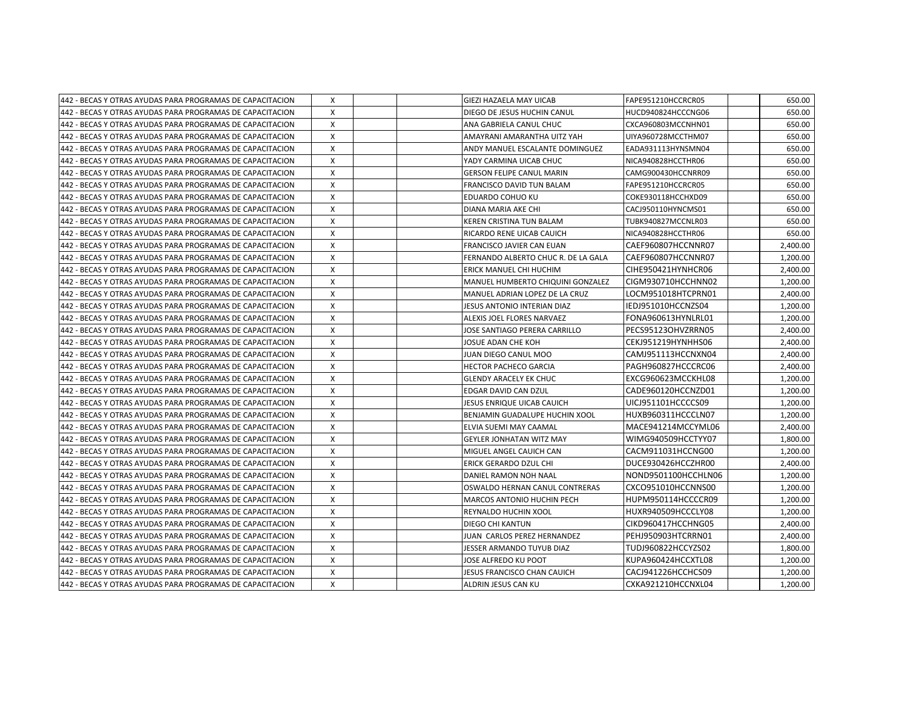| | | | | | | | |
|---|---|---|---|---|---|---|---|
| 442 - BECAS Y OTRAS AYUDAS PARA PROGRAMAS DE CAPACITACION | X | | | GIEZI HAZAELA MAY UICAB | FAPE951210HCCRCR05 | | 650.00 |
| 442 - BECAS Y OTRAS AYUDAS PARA PROGRAMAS DE CAPACITACION | X | | | DIEGO DE JESUS HUCHIN CANUL | HUCD940824HCCCNG06 | | 650.00 |
| 442 - BECAS Y OTRAS AYUDAS PARA PROGRAMAS DE CAPACITACION | X | | | ANA GABRIELA CANUL CHUC | CXCA960803MCCNHN01 | | 650.00 |
| 442 - BECAS Y OTRAS AYUDAS PARA PROGRAMAS DE CAPACITACION | X | | | AMAYRANI AMARANTHA UITZ YAH | UIYA960728MCCTHM07 | | 650.00 |
| 442 - BECAS Y OTRAS AYUDAS PARA PROGRAMAS DE CAPACITACION | X | | | ANDY MANUEL ESCALANTE DOMINGUEZ | EADA931113HYNSMN04 | | 650.00 |
| 442 - BECAS Y OTRAS AYUDAS PARA PROGRAMAS DE CAPACITACION | X | | | YADY CARMINA UICAB CHUC | NICA940828HCCTHR06 | | 650.00 |
| 442 - BECAS Y OTRAS AYUDAS PARA PROGRAMAS DE CAPACITACION | X | | | GERSON FELIPE CANUL MARIN | CAMG900430HCCNRR09 | | 650.00 |
| 442 - BECAS Y OTRAS AYUDAS PARA PROGRAMAS DE CAPACITACION | X | | | FRANCISCO DAVID TUN BALAM | FAPE951210HCCRCR05 | | 650.00 |
| 442 - BECAS Y OTRAS AYUDAS PARA PROGRAMAS DE CAPACITACION | X | | | EDUARDO COHUO KU | COKE930118HCCHXD09 | | 650.00 |
| 442 - BECAS Y OTRAS AYUDAS PARA PROGRAMAS DE CAPACITACION | X | | | DIANA MARIA AKE CHI | CACJ950110HYNCMS01 | | 650.00 |
| 442 - BECAS Y OTRAS AYUDAS PARA PROGRAMAS DE CAPACITACION | X | | | KEREN CRISTINA TUN BALAM | TUBK940827MCCNLR03 | | 650.00 |
| 442 - BECAS Y OTRAS AYUDAS PARA PROGRAMAS DE CAPACITACION | X | | | RICARDO RENE UICAB CAUICH | NICA940828HCCTHR06 | | 650.00 |
| 442 - BECAS Y OTRAS AYUDAS PARA PROGRAMAS DE CAPACITACION | X | | | FRANCISCO JAVIER CAN EUAN | CAEF960807HCCNNR07 | | 2,400.00 |
| 442 - BECAS Y OTRAS AYUDAS PARA PROGRAMAS DE CAPACITACION | X | | | FERNANDO ALBERTO CHUC R. DE LA GALA | CAEF960807HCCNNR07 | | 1,200.00 |
| 442 - BECAS Y OTRAS AYUDAS PARA PROGRAMAS DE CAPACITACION | X | | | ERICK MANUEL CHI HUCHIM | CIHE950421HYNHCR06 | | 2,400.00 |
| 442 - BECAS Y OTRAS AYUDAS PARA PROGRAMAS DE CAPACITACION | X | | | MANUEL HUMBERTO CHIQUINI GONZALEZ | CIGM930710HCCHNN02 | | 1,200.00 |
| 442 - BECAS Y OTRAS AYUDAS PARA PROGRAMAS DE CAPACITACION | X | | | MANUEL ADRIAN LOPEZ DE LA CRUZ | LOCM951018HTCPRN01 | | 2,400.00 |
| 442 - BECAS Y OTRAS AYUDAS PARA PROGRAMAS DE CAPACITACION | X | | | JESUS ANTONIO INTERIAN DIAZ | IEDJ951010HCCNZS04 | | 1,200.00 |
| 442 - BECAS Y OTRAS AYUDAS PARA PROGRAMAS DE CAPACITACION | X | | | ALEXIS JOEL FLORES NARVAEZ | FONA960613HYNLRL01 | | 1,200.00 |
| 442 - BECAS Y OTRAS AYUDAS PARA PROGRAMAS DE CAPACITACION | X | | | JOSE SANTIAGO PERERA CARRILLO | PECS951230HVZRRN05 | | 2,400.00 |
| 442 - BECAS Y OTRAS AYUDAS PARA PROGRAMAS DE CAPACITACION | X | | | JOSUE ADAN CHE KOH | CEKJ951219HYNHHS06 | | 2,400.00 |
| 442 - BECAS Y OTRAS AYUDAS PARA PROGRAMAS DE CAPACITACION | X | | | JUAN DIEGO CANUL MOO | CAMJ951113HCCNXN04 | | 2,400.00 |
| 442 - BECAS Y OTRAS AYUDAS PARA PROGRAMAS DE CAPACITACION | X | | | HECTOR PACHECO GARCIA | PAGH960827HCCCRC06 | | 2,400.00 |
| 442 - BECAS Y OTRAS AYUDAS PARA PROGRAMAS DE CAPACITACION | X | | | GLENDY ARACELY EK CHUC | EXCG960623MCCKHL08 | | 1,200.00 |
| 442 - BECAS Y OTRAS AYUDAS PARA PROGRAMAS DE CAPACITACION | X | | | EDGAR DAVID CAN DZUL | CADE960120HCCNZD01 | | 1,200.00 |
| 442 - BECAS Y OTRAS AYUDAS PARA PROGRAMAS DE CAPACITACION | X | | | JESUS ENRIQUE UICAB CAUICH | UICJ951101HCCCCS09 | | 1,200.00 |
| 442 - BECAS Y OTRAS AYUDAS PARA PROGRAMAS DE CAPACITACION | X | | | BENJAMIN GUADALUPE HUCHIN XOOL | HUXB960311HCCCLN07 | | 1,200.00 |
| 442 - BECAS Y OTRAS AYUDAS PARA PROGRAMAS DE CAPACITACION | X | | | ELVIA SUEMI MAY CAAMAL | MACE941214MCCYML06 | | 2,400.00 |
| 442 - BECAS Y OTRAS AYUDAS PARA PROGRAMAS DE CAPACITACION | X | | | GEYLER JONHATAN WITZ MAY | WIMG940509HCCTYY07 | | 1,800.00 |
| 442 - BECAS Y OTRAS AYUDAS PARA PROGRAMAS DE CAPACITACION | X | | | MIGUEL ANGEL CAUICH CAN | CACM911031HCCNG00 | | 1,200.00 |
| 442 - BECAS Y OTRAS AYUDAS PARA PROGRAMAS DE CAPACITACION | X | | | ERICK GERARDO DZUL CHI | DUCE930426HCCZHR00 | | 2,400.00 |
| 442 - BECAS Y OTRAS AYUDAS PARA PROGRAMAS DE CAPACITACION | X | | | DANIEL RAMON NOH NAAL | NOND9501100HCCHLN06 | | 1,200.00 |
| 442 - BECAS Y OTRAS AYUDAS PARA PROGRAMAS DE CAPACITACION | X | | | OSWALDO HERNAN CANUL CONTRERAS | CXCO951010HCCNNS00 | | 1,200.00 |
| 442 - BECAS Y OTRAS AYUDAS PARA PROGRAMAS DE CAPACITACION | X | | | MARCOS ANTONIO HUCHIN PECH | HUPM950114HCCCCR09 | | 1,200.00 |
| 442 - BECAS Y OTRAS AYUDAS PARA PROGRAMAS DE CAPACITACION | X | | | REYNALDO HUCHIN XOOL | HUXR940509HCCCLY08 | | 1,200.00 |
| 442 - BECAS Y OTRAS AYUDAS PARA PROGRAMAS DE CAPACITACION | X | | | DIEGO CHI KANTUN | CIKD960417HCCHNG05 | | 2,400.00 |
| 442 - BECAS Y OTRAS AYUDAS PARA PROGRAMAS DE CAPACITACION | X | | | JUAN CARLOS PEREZ HERNANDEZ | PEHJ950903HTCRRN01 | | 2,400.00 |
| 442 - BECAS Y OTRAS AYUDAS PARA PROGRAMAS DE CAPACITACION | X | | | JESSER ARMANDO TUYUB DIAZ | TUDJ960822HCCYZS02 | | 1,800.00 |
| 442 - BECAS Y OTRAS AYUDAS PARA PROGRAMAS DE CAPACITACION | X | | | JOSE ALFREDO KU POOT | KUPA960424HCCXTL08 | | 1,200.00 |
| 442 - BECAS Y OTRAS AYUDAS PARA PROGRAMAS DE CAPACITACION | X | | | JESUS FRANCISCO CHAN CAUICH | CACJ941226HCCHCS09 | | 1,200.00 |
| 442 - BECAS Y OTRAS AYUDAS PARA PROGRAMAS DE CAPACITACION | X | | | ALDRIN JESUS CAN KU | CXKA921210HCCNXL04 | | 1,200.00 |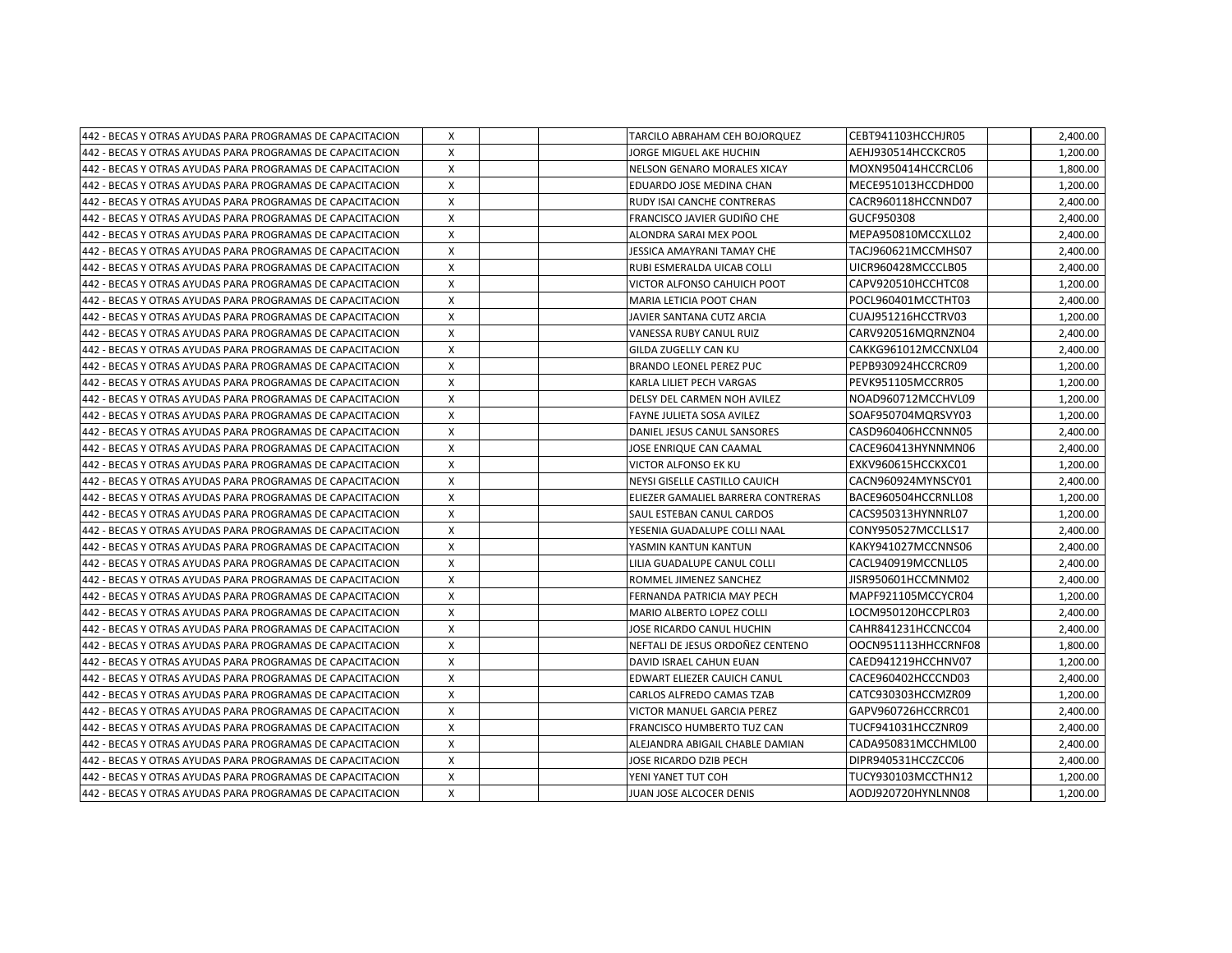| | | | | | | | |
|---|---|---|---|---|---|---|---|
| 442 - BECAS Y OTRAS AYUDAS PARA PROGRAMAS DE CAPACITACION | X | | | TARCILO ABRAHAM CEH BOJORQUEZ | CEBT941103HCCHJR05 | | 2,400.00 |
| 442 - BECAS Y OTRAS AYUDAS PARA PROGRAMAS DE CAPACITACION | X | | | JORGE MIGUEL AKE HUCHIN | AEHJ930514HCCKCR05 | | 1,200.00 |
| 442 - BECAS Y OTRAS AYUDAS PARA PROGRAMAS DE CAPACITACION | X | | | NELSON GENARO MORALES XICAY | MOXN950414HCCRCL06 | | 1,800.00 |
| 442 - BECAS Y OTRAS AYUDAS PARA PROGRAMAS DE CAPACITACION | X | | | EDUARDO JOSE MEDINA CHAN | MECE951013HCCDHD00 | | 1,200.00 |
| 442 - BECAS Y OTRAS AYUDAS PARA PROGRAMAS DE CAPACITACION | X | | | RUDY ISAI CANCHE CONTRERAS | CACR960118HCCNND07 | | 2,400.00 |
| 442 - BECAS Y OTRAS AYUDAS PARA PROGRAMAS DE CAPACITACION | X | | | FRANCISCO JAVIER GUDIÑO CHE | GUCF950308 | | 2,400.00 |
| 442 - BECAS Y OTRAS AYUDAS PARA PROGRAMAS DE CAPACITACION | X | | | ALONDRA SARAI MEX POOL | MEPA950810MCCXLL02 | | 2,400.00 |
| 442 - BECAS Y OTRAS AYUDAS PARA PROGRAMAS DE CAPACITACION | X | | | JESSICA AMAYRANI TAMAY CHE | TACJ960621MCCMHS07 | | 2,400.00 |
| 442 - BECAS Y OTRAS AYUDAS PARA PROGRAMAS DE CAPACITACION | X | | | RUBI ESMERALDA UICAB COLLI | UICR960428MCCCLB05 | | 2,400.00 |
| 442 - BECAS Y OTRAS AYUDAS PARA PROGRAMAS DE CAPACITACION | X | | | VICTOR ALFONSO CAHUICH POOT | CAPV920510HCCHTC08 | | 1,200.00 |
| 442 - BECAS Y OTRAS AYUDAS PARA PROGRAMAS DE CAPACITACION | X | | | MARIA LETICIA POOT CHAN | POCL960401MCCTHT03 | | 2,400.00 |
| 442 - BECAS Y OTRAS AYUDAS PARA PROGRAMAS DE CAPACITACION | X | | | JAVIER SANTANA CUTZ ARCIA | CUAJ951216HCCTRV03 | | 1,200.00 |
| 442 - BECAS Y OTRAS AYUDAS PARA PROGRAMAS DE CAPACITACION | X | | | VANESSA RUBY CANUL RUIZ | CARV920516MQRNZN04 | | 2,400.00 |
| 442 - BECAS Y OTRAS AYUDAS PARA PROGRAMAS DE CAPACITACION | X | | | GILDA ZUGELLY CAN KU | CAKKG961012MCCNXL04 | | 2,400.00 |
| 442 - BECAS Y OTRAS AYUDAS PARA PROGRAMAS DE CAPACITACION | X | | | BRANDO LEONEL PEREZ PUC | PEPB930924HCCRCR09 | | 1,200.00 |
| 442 - BECAS Y OTRAS AYUDAS PARA PROGRAMAS DE CAPACITACION | X | | | KARLA LILIET PECH VARGAS | PEVK951105MCCRR05 | | 1,200.00 |
| 442 - BECAS Y OTRAS AYUDAS PARA PROGRAMAS DE CAPACITACION | X | | | DELSY DEL CARMEN NOH AVILEZ | NOAD960712MCCHVL09 | | 1,200.00 |
| 442 - BECAS Y OTRAS AYUDAS PARA PROGRAMAS DE CAPACITACION | X | | | FAYNE JULIETA SOSA AVILEZ | SOAF950704MQRSVY03 | | 1,200.00 |
| 442 - BECAS Y OTRAS AYUDAS PARA PROGRAMAS DE CAPACITACION | X | | | DANIEL JESUS CANUL SANSORES | CASD960406HCCNNN05 | | 2,400.00 |
| 442 - BECAS Y OTRAS AYUDAS PARA PROGRAMAS DE CAPACITACION | X | | | JOSE ENRIQUE CAN CAAMAL | CACE960413HYNNMN06 | | 2,400.00 |
| 442 - BECAS Y OTRAS AYUDAS PARA PROGRAMAS DE CAPACITACION | X | | | VICTOR ALFONSO EK KU | EXKV960615HCCKXC01 | | 1,200.00 |
| 442 - BECAS Y OTRAS AYUDAS PARA PROGRAMAS DE CAPACITACION | X | | | NEYSI GISELLE CASTILLO CAUICH | CACN960924MYNSCY01 | | 2,400.00 |
| 442 - BECAS Y OTRAS AYUDAS PARA PROGRAMAS DE CAPACITACION | X | | | ELIEZER GAMALIEL BARRERA CONTRERAS | BACE960504HCCRNLL08 | | 1,200.00 |
| 442 - BECAS Y OTRAS AYUDAS PARA PROGRAMAS DE CAPACITACION | X | | | SAUL ESTEBAN CANUL CARDOS | CACS950313HYNNRL07 | | 1,200.00 |
| 442 - BECAS Y OTRAS AYUDAS PARA PROGRAMAS DE CAPACITACION | X | | | YESENIA GUADALUPE COLLI NAAL | CONY950527MCCLLS17 | | 2,400.00 |
| 442 - BECAS Y OTRAS AYUDAS PARA PROGRAMAS DE CAPACITACION | X | | | YASMIN KANTUN KANTUN | KAKY941027MCCNNS06 | | 2,400.00 |
| 442 - BECAS Y OTRAS AYUDAS PARA PROGRAMAS DE CAPACITACION | X | | | LILIA GUADALUPE CANUL COLLI | CACL940919MCCNLL05 | | 2,400.00 |
| 442 - BECAS Y OTRAS AYUDAS PARA PROGRAMAS DE CAPACITACION | X | | | ROMMEL JIMENEZ SANCHEZ | JISR950601HCCMNM02 | | 2,400.00 |
| 442 - BECAS Y OTRAS AYUDAS PARA PROGRAMAS DE CAPACITACION | X | | | FERNANDA PATRICIA MAY PECH | MAPF921105MCCYCR04 | | 1,200.00 |
| 442 - BECAS Y OTRAS AYUDAS PARA PROGRAMAS DE CAPACITACION | X | | | MARIO ALBERTO LOPEZ COLLI | LOCM950120HCCPLR03 | | 2,400.00 |
| 442 - BECAS Y OTRAS AYUDAS PARA PROGRAMAS DE CAPACITACION | X | | | JOSE RICARDO CANUL HUCHIN | CAHR841231HCCNCC04 | | 2,400.00 |
| 442 - BECAS Y OTRAS AYUDAS PARA PROGRAMAS DE CAPACITACION | X | | | NEFTALI DE JESUS ORDOÑEZ CENTENO | OOCN951113HHCCRNF08 | | 1,800.00 |
| 442 - BECAS Y OTRAS AYUDAS PARA PROGRAMAS DE CAPACITACION | X | | | DAVID ISRAEL CAHUN EUAN | CAED941219HCCHNV07 | | 1,200.00 |
| 442 - BECAS Y OTRAS AYUDAS PARA PROGRAMAS DE CAPACITACION | X | | | EDWART ELIEZER CAUICH CANUL | CACE960402HCCCND03 | | 2,400.00 |
| 442 - BECAS Y OTRAS AYUDAS PARA PROGRAMAS DE CAPACITACION | X | | | CARLOS ALFREDO CAMAS TZAB | CATC930303HCCMZR09 | | 1,200.00 |
| 442 - BECAS Y OTRAS AYUDAS PARA PROGRAMAS DE CAPACITACION | X | | | VICTOR MANUEL GARCIA PEREZ | GAPV960726HCCRRC01 | | 2,400.00 |
| 442 - BECAS Y OTRAS AYUDAS PARA PROGRAMAS DE CAPACITACION | X | | | FRANCISCO HUMBERTO TUZ CAN | TUCF941031HCCZNR09 | | 2,400.00 |
| 442 - BECAS Y OTRAS AYUDAS PARA PROGRAMAS DE CAPACITACION | X | | | ALEJANDRA ABIGAIL CHABLE DAMIAN | CADA950831MCCHML00 | | 2,400.00 |
| 442 - BECAS Y OTRAS AYUDAS PARA PROGRAMAS DE CAPACITACION | X | | | JOSE RICARDO DZIB PECH | DIPR940531HCCZCC06 | | 2,400.00 |
| 442 - BECAS Y OTRAS AYUDAS PARA PROGRAMAS DE CAPACITACION | X | | | YENI YANET TUT COH | TUCY930103MCCTHN12 | | 1,200.00 |
| 442 - BECAS Y OTRAS AYUDAS PARA PROGRAMAS DE CAPACITACION | X | | | JUAN JOSE ALCOCER DENIS | AODJ920720HYNLNN08 | | 1,200.00 |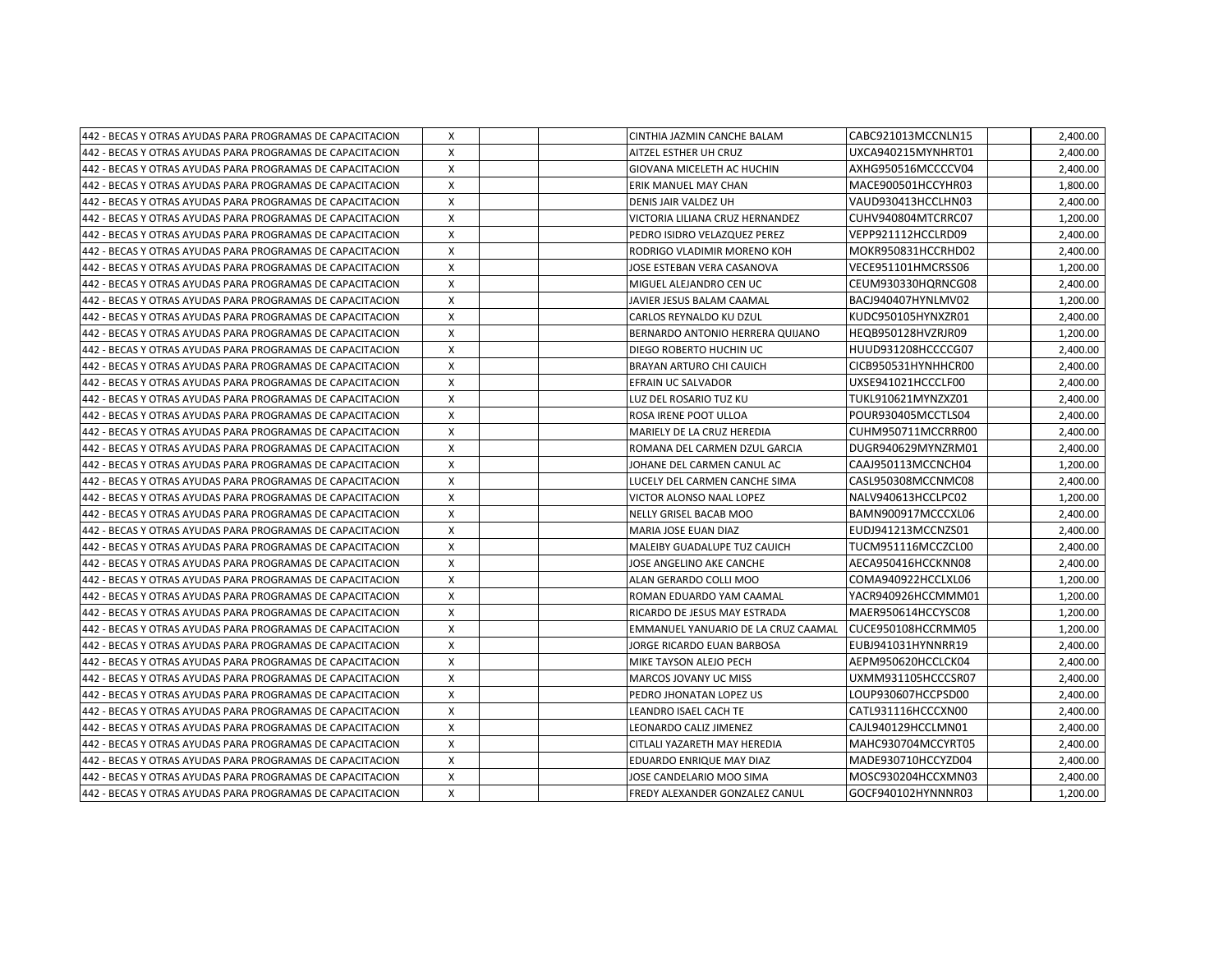| | | | | | | | |
|---|---|---|---|---|---|---|---|
| 442 - BECAS Y OTRAS AYUDAS PARA PROGRAMAS DE CAPACITACION | X | | | CINTHIA JAZMIN CANCHE BALAM | CABC921013MCCNLN15 | | 2,400.00 |
| 442 - BECAS Y OTRAS AYUDAS PARA PROGRAMAS DE CAPACITACION | X | | | AITZEL ESTHER UH CRUZ | UXCA940215MYNHRT01 | | 2,400.00 |
| 442 - BECAS Y OTRAS AYUDAS PARA PROGRAMAS DE CAPACITACION | X | | | GIOVANA MICELETH AC HUCHIN | AXHG950516MCCCCV04 | | 2,400.00 |
| 442 - BECAS Y OTRAS AYUDAS PARA PROGRAMAS DE CAPACITACION | X | | | ERIK MANUEL MAY CHAN | MACE900501HCCYHR03 | | 1,800.00 |
| 442 - BECAS Y OTRAS AYUDAS PARA PROGRAMAS DE CAPACITACION | X | | | DENIS JAIR VALDEZ UH | VAUD930413HCCLHN03 | | 2,400.00 |
| 442 - BECAS Y OTRAS AYUDAS PARA PROGRAMAS DE CAPACITACION | X | | | VICTORIA LILIANA CRUZ HERNANDEZ | CUHV940804MTCRRC07 | | 1,200.00 |
| 442 - BECAS Y OTRAS AYUDAS PARA PROGRAMAS DE CAPACITACION | X | | | PEDRO ISIDRO VELAZQUEZ PEREZ | VEPP921112HCCLRD09 | | 2,400.00 |
| 442 - BECAS Y OTRAS AYUDAS PARA PROGRAMAS DE CAPACITACION | X | | | RODRIGO VLADIMIR MORENO KOH | MOKR950831HCCRHD02 | | 2,400.00 |
| 442 - BECAS Y OTRAS AYUDAS PARA PROGRAMAS DE CAPACITACION | X | | | JOSE ESTEBAN VERA CASANOVA | VECE951101HMCRSS06 | | 1,200.00 |
| 442 - BECAS Y OTRAS AYUDAS PARA PROGRAMAS DE CAPACITACION | X | | | MIGUEL ALEJANDRO CEN UC | CEUM930330HQRNCG08 | | 2,400.00 |
| 442 - BECAS Y OTRAS AYUDAS PARA PROGRAMAS DE CAPACITACION | X | | | JAVIER JESUS BALAM CAAMAL | BACJ940407HYNLMV02 | | 1,200.00 |
| 442 - BECAS Y OTRAS AYUDAS PARA PROGRAMAS DE CAPACITACION | X | | | CARLOS REYNALDO KU DZUL | KUDC950105HYNXZR01 | | 2,400.00 |
| 442 - BECAS Y OTRAS AYUDAS PARA PROGRAMAS DE CAPACITACION | X | | | BERNARDO ANTONIO HERRERA QUIJANO | HEQB950128HVZRJR09 | | 1,200.00 |
| 442 - BECAS Y OTRAS AYUDAS PARA PROGRAMAS DE CAPACITACION | X | | | DIEGO ROBERTO HUCHIN UC | HUUD931208HCCCCG07 | | 2,400.00 |
| 442 - BECAS Y OTRAS AYUDAS PARA PROGRAMAS DE CAPACITACION | X | | | BRAYAN ARTURO CHI CAUICH | CICB950531HYNHHCR00 | | 2,400.00 |
| 442 - BECAS Y OTRAS AYUDAS PARA PROGRAMAS DE CAPACITACION | X | | | EFRAIN UC SALVADOR | UXSE941021HCCCLF00 | | 2,400.00 |
| 442 - BECAS Y OTRAS AYUDAS PARA PROGRAMAS DE CAPACITACION | X | | | LUZ DEL ROSARIO TUZ KU | TUKL910621MYNZXZ01 | | 2,400.00 |
| 442 - BECAS Y OTRAS AYUDAS PARA PROGRAMAS DE CAPACITACION | X | | | ROSA IRENE POOT ULLOA | POUR930405MCCTLS04 | | 2,400.00 |
| 442 - BECAS Y OTRAS AYUDAS PARA PROGRAMAS DE CAPACITACION | X | | | MARIELY DE LA CRUZ HEREDIA | CUHM950711MCCRRR00 | | 2,400.00 |
| 442 - BECAS Y OTRAS AYUDAS PARA PROGRAMAS DE CAPACITACION | X | | | ROMANA DEL CARMEN DZUL GARCIA | DUGR940629MYNZRM01 | | 2,400.00 |
| 442 - BECAS Y OTRAS AYUDAS PARA PROGRAMAS DE CAPACITACION | X | | | JOHANE DEL CARMEN CANUL AC | CAAJ950113MCCNCH04 | | 1,200.00 |
| 442 - BECAS Y OTRAS AYUDAS PARA PROGRAMAS DE CAPACITACION | X | | | LUCELY DEL CARMEN CANCHE SIMA | CASL950308MCCNMC08 | | 2,400.00 |
| 442 - BECAS Y OTRAS AYUDAS PARA PROGRAMAS DE CAPACITACION | X | | | VICTOR ALONSO NAAL LOPEZ | NALV940613HCCLPC02 | | 1,200.00 |
| 442 - BECAS Y OTRAS AYUDAS PARA PROGRAMAS DE CAPACITACION | X | | | NELLY GRISEL BACAB MOO | BAMN900917MCCCXL06 | | 2,400.00 |
| 442 - BECAS Y OTRAS AYUDAS PARA PROGRAMAS DE CAPACITACION | X | | | MARIA JOSE EUAN DIAZ | EUDJ941213MCCNZS01 | | 2,400.00 |
| 442 - BECAS Y OTRAS AYUDAS PARA PROGRAMAS DE CAPACITACION | X | | | MALEIBY GUADALUPE TUZ CAUICH | TUCM951116MCCZCL00 | | 2,400.00 |
| 442 - BECAS Y OTRAS AYUDAS PARA PROGRAMAS DE CAPACITACION | X | | | JOSE ANGELINO AKE CANCHE | AECA950416HCCKNN08 | | 2,400.00 |
| 442 - BECAS Y OTRAS AYUDAS PARA PROGRAMAS DE CAPACITACION | X | | | ALAN GERARDO COLLI MOO | COMA940922HCCLXL06 | | 1,200.00 |
| 442 - BECAS Y OTRAS AYUDAS PARA PROGRAMAS DE CAPACITACION | X | | | ROMAN EDUARDO YAM CAAMAL | YACR940926HCCMMM01 | | 1,200.00 |
| 442 - BECAS Y OTRAS AYUDAS PARA PROGRAMAS DE CAPACITACION | X | | | RICARDO DE JESUS MAY ESTRADA | MAER950614HCCYSC08 | | 1,200.00 |
| 442 - BECAS Y OTRAS AYUDAS PARA PROGRAMAS DE CAPACITACION | X | | | EMMANUEL YANUARIO DE LA CRUZ CAAMAL | CUCE950108HCCRMM05 | | 1,200.00 |
| 442 - BECAS Y OTRAS AYUDAS PARA PROGRAMAS DE CAPACITACION | X | | | JORGE RICARDO EUAN BARBOSA | EUBJ941031HYNNRR19 | | 2,400.00 |
| 442 - BECAS Y OTRAS AYUDAS PARA PROGRAMAS DE CAPACITACION | X | | | MIKE TAYSON ALEJO PECH | AEPM950620HCCLCK04 | | 2,400.00 |
| 442 - BECAS Y OTRAS AYUDAS PARA PROGRAMAS DE CAPACITACION | X | | | MARCOS JOVANY UC MISS | UXMM931105HCCCSR07 | | 2,400.00 |
| 442 - BECAS Y OTRAS AYUDAS PARA PROGRAMAS DE CAPACITACION | X | | | PEDRO JHONATAN LOPEZ US | LOUP930607HCCPSD00 | | 2,400.00 |
| 442 - BECAS Y OTRAS AYUDAS PARA PROGRAMAS DE CAPACITACION | X | | | LEANDRO ISAEL CACH TE | CATL931116HCCCXN00 | | 2,400.00 |
| 442 - BECAS Y OTRAS AYUDAS PARA PROGRAMAS DE CAPACITACION | X | | | LEONARDO CALIZ JIMENEZ | CAJL940129HCCLMN01 | | 2,400.00 |
| 442 - BECAS Y OTRAS AYUDAS PARA PROGRAMAS DE CAPACITACION | X | | | CITLALI YAZARETH MAY HEREDIA | MAHC930704MCCYRT05 | | 2,400.00 |
| 442 - BECAS Y OTRAS AYUDAS PARA PROGRAMAS DE CAPACITACION | X | | | EDUARDO ENRIQUE MAY DIAZ | MADE930710HCCYZD04 | | 2,400.00 |
| 442 - BECAS Y OTRAS AYUDAS PARA PROGRAMAS DE CAPACITACION | X | | | JOSE CANDELARIO MOO SIMA | MOSC930204HCCXMN03 | | 2,400.00 |
| 442 - BECAS Y OTRAS AYUDAS PARA PROGRAMAS DE CAPACITACION | X | | | FREDY ALEXANDER GONZALEZ CANUL | GOCF940102HYNNNR03 | | 1,200.00 |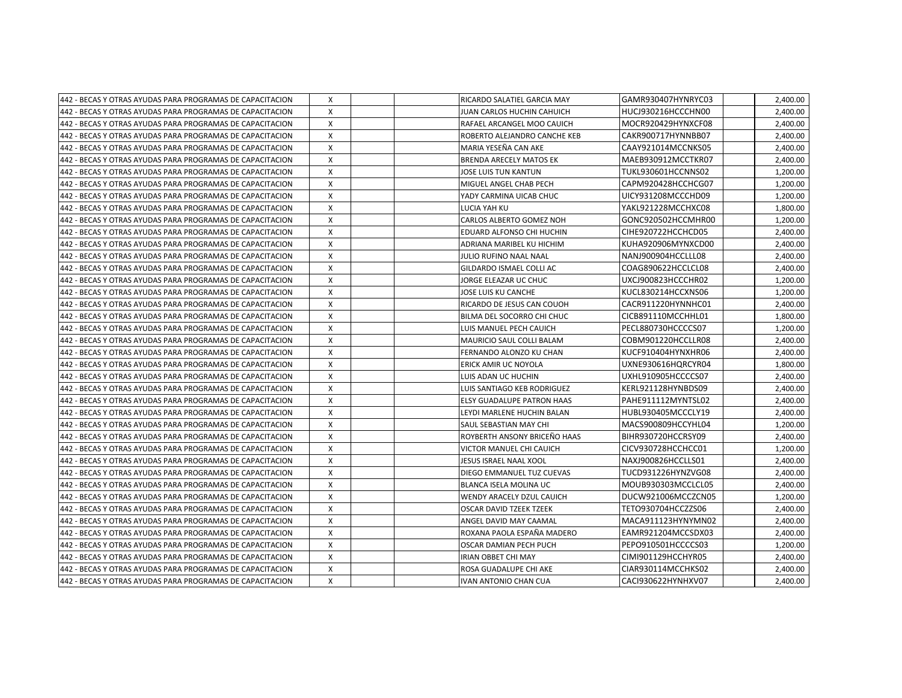| | | | | | | | |
|---|---|---|---|---|---|---|---|
| 442 - BECAS Y OTRAS AYUDAS PARA PROGRAMAS DE CAPACITACION | X | | | RICARDO SALATIEL GARCIA MAY | GAMR930407HYNRYC03 | | 2,400.00 |
| 442 - BECAS Y OTRAS AYUDAS PARA PROGRAMAS DE CAPACITACION | X | | | JUAN CARLOS HUCHIN CAHUICH | HUCJ930216HCCCHN00 | | 2,400.00 |
| 442 - BECAS Y OTRAS AYUDAS PARA PROGRAMAS DE CAPACITACION | X | | | RAFAEL ARCANGEL MOO CAUICH | MOCR920429HYNXCF08 | | 2,400.00 |
| 442 - BECAS Y OTRAS AYUDAS PARA PROGRAMAS DE CAPACITACION | X | | | ROBERTO ALEJANDRO CANCHE KEB | CAKR900717HYNNBB07 | | 2,400.00 |
| 442 - BECAS Y OTRAS AYUDAS PARA PROGRAMAS DE CAPACITACION | X | | | MARIA YESEÑA CAN AKE | CAAY921014MCCNKS05 | | 2,400.00 |
| 442 - BECAS Y OTRAS AYUDAS PARA PROGRAMAS DE CAPACITACION | X | | | BRENDA ARECELY MATOS EK | MAEB930912MCCTKR07 | | 2,400.00 |
| 442 - BECAS Y OTRAS AYUDAS PARA PROGRAMAS DE CAPACITACION | X | | | JOSE LUIS TUN KANTUN | TUKL930601HCCNNS02 | | 1,200.00 |
| 442 - BECAS Y OTRAS AYUDAS PARA PROGRAMAS DE CAPACITACION | X | | | MIGUEL ANGEL CHAB PECH | CAPM920428HCCHCG07 | | 1,200.00 |
| 442 - BECAS Y OTRAS AYUDAS PARA PROGRAMAS DE CAPACITACION | X | | | YADY CARMINA UICAB CHUC | UICY931208MCCCHD09 | | 1,200.00 |
| 442 - BECAS Y OTRAS AYUDAS PARA PROGRAMAS DE CAPACITACION | X | | | LUCIA YAH KU | YAKL921228MCCHXC08 | | 1,800.00 |
| 442 - BECAS Y OTRAS AYUDAS PARA PROGRAMAS DE CAPACITACION | X | | | CARLOS ALBERTO GOMEZ NOH | GONC920502HCCMHR00 | | 1,200.00 |
| 442 - BECAS Y OTRAS AYUDAS PARA PROGRAMAS DE CAPACITACION | X | | | EDUARD ALFONSO CHI HUCHIN | CIHE920722HCCHCD05 | | 2,400.00 |
| 442 - BECAS Y OTRAS AYUDAS PARA PROGRAMAS DE CAPACITACION | X | | | ADRIANA MARIBEL KU HICHIM | KUHA920906MYNXCD00 | | 2,400.00 |
| 442 - BECAS Y OTRAS AYUDAS PARA PROGRAMAS DE CAPACITACION | X | | | JULIO RUFINO NAAL NAAL | NANJ900904HCCLLL08 | | 2,400.00 |
| 442 - BECAS Y OTRAS AYUDAS PARA PROGRAMAS DE CAPACITACION | X | | | GILDARDO ISMAEL COLLI AC | COAG890622HCCLCL08 | | 2,400.00 |
| 442 - BECAS Y OTRAS AYUDAS PARA PROGRAMAS DE CAPACITACION | X | | | JORGE ELEAZAR UC CHUC | UXCJ900823HCCCHR02 | | 1,200.00 |
| 442 - BECAS Y OTRAS AYUDAS PARA PROGRAMAS DE CAPACITACION | X | | | JOSE LUIS KU CANCHE | KUCL830214HCCXNS06 | | 1,200.00 |
| 442 - BECAS Y OTRAS AYUDAS PARA PROGRAMAS DE CAPACITACION | X | | | RICARDO DE JESUS CAN COUOH | CACR911220HYNNHC01 | | 2,400.00 |
| 442 - BECAS Y OTRAS AYUDAS PARA PROGRAMAS DE CAPACITACION | X | | | BILMA DEL SOCORRO CHI CHUC | CICB891110MCCHHL01 | | 1,800.00 |
| 442 - BECAS Y OTRAS AYUDAS PARA PROGRAMAS DE CAPACITACION | X | | | LUIS MANUEL PECH CAUICH | PECL880730HCCCCS07 | | 1,200.00 |
| 442 - BECAS Y OTRAS AYUDAS PARA PROGRAMAS DE CAPACITACION | X | | | MAURICIO SAUL COLLI BALAM | COBM901220HCCLLR08 | | 2,400.00 |
| 442 - BECAS Y OTRAS AYUDAS PARA PROGRAMAS DE CAPACITACION | X | | | FERNANDO ALONZO KU CHAN | KUCF910404HYNXHR06 | | 2,400.00 |
| 442 - BECAS Y OTRAS AYUDAS PARA PROGRAMAS DE CAPACITACION | X | | | ERICK AMIR UC NOYOLA | UXNE930616HQRCYR04 | | 1,800.00 |
| 442 - BECAS Y OTRAS AYUDAS PARA PROGRAMAS DE CAPACITACION | X | | | LUIS ADAN UC HUCHIN | UXHL910905HCCCCS07 | | 2,400.00 |
| 442 - BECAS Y OTRAS AYUDAS PARA PROGRAMAS DE CAPACITACION | X | | | LUIS SANTIAGO KEB RODRIGUEZ | KERL921128HYNBDS09 | | 2,400.00 |
| 442 - BECAS Y OTRAS AYUDAS PARA PROGRAMAS DE CAPACITACION | X | | | ELSY GUADALUPE PATRON HAAS | PAHE911112MYNTSL02 | | 2,400.00 |
| 442 - BECAS Y OTRAS AYUDAS PARA PROGRAMAS DE CAPACITACION | X | | | LEYDI MARLENE HUCHIN BALAN | HUBL930405MCCCLY19 | | 2,400.00 |
| 442 - BECAS Y OTRAS AYUDAS PARA PROGRAMAS DE CAPACITACION | X | | | SAUL SEBASTIAN MAY CHI | MACS900809HCCYHL04 | | 1,200.00 |
| 442 - BECAS Y OTRAS AYUDAS PARA PROGRAMAS DE CAPACITACION | X | | | ROYBERTH ANSONY BRICEÑO HAAS | BIHR930720HCCRSY09 | | 2,400.00 |
| 442 - BECAS Y OTRAS AYUDAS PARA PROGRAMAS DE CAPACITACION | X | | | VICTOR MANUEL CHI CAUICH | CICV930728HCCHCC01 | | 1,200.00 |
| 442 - BECAS Y OTRAS AYUDAS PARA PROGRAMAS DE CAPACITACION | X | | | JESUS ISRAEL NAAL XOOL | NAXJ900826HCCLLS01 | | 2,400.00 |
| 442 - BECAS Y OTRAS AYUDAS PARA PROGRAMAS DE CAPACITACION | X | | | DIEGO EMMANUEL TUZ CUEVAS | TUCD931226HYNZVG08 | | 2,400.00 |
| 442 - BECAS Y OTRAS AYUDAS PARA PROGRAMAS DE CAPACITACION | X | | | BLANCA ISELA MOLINA UC | MOUB930303MCCLCL05 | | 2,400.00 |
| 442 - BECAS Y OTRAS AYUDAS PARA PROGRAMAS DE CAPACITACION | X | | | WENDY ARACELY DZUL CAUICH | DUCW921006MCCZCN05 | | 1,200.00 |
| 442 - BECAS Y OTRAS AYUDAS PARA PROGRAMAS DE CAPACITACION | X | | | OSCAR DAVID TZEEK TZEEK | TETO930704HCCZZS06 | | 2,400.00 |
| 442 - BECAS Y OTRAS AYUDAS PARA PROGRAMAS DE CAPACITACION | X | | | ANGEL DAVID MAY CAAMAL | MACA911123HYNYMN02 | | 2,400.00 |
| 442 - BECAS Y OTRAS AYUDAS PARA PROGRAMAS DE CAPACITACION | X | | | ROXANA PAOLA ESPAÑA MADERO | EAMR921204MCCSDX03 | | 2,400.00 |
| 442 - BECAS Y OTRAS AYUDAS PARA PROGRAMAS DE CAPACITACION | X | | | OSCAR DAMIAN PECH PUCH | PEPO910501HCCCCS03 | | 1,200.00 |
| 442 - BECAS Y OTRAS AYUDAS PARA PROGRAMAS DE CAPACITACION | X | | | IRIAN OBBET CHI MAY | CIMI901129HCCHYR05 | | 2,400.00 |
| 442 - BECAS Y OTRAS AYUDAS PARA PROGRAMAS DE CAPACITACION | X | | | ROSA GUADALUPE CHI AKE | CIAR930114MCCHKS02 | | 2,400.00 |
| 442 - BECAS Y OTRAS AYUDAS PARA PROGRAMAS DE CAPACITACION | X | | | IVAN ANTONIO CHAN CUA | CACI930622HYNHXV07 | | 2,400.00 |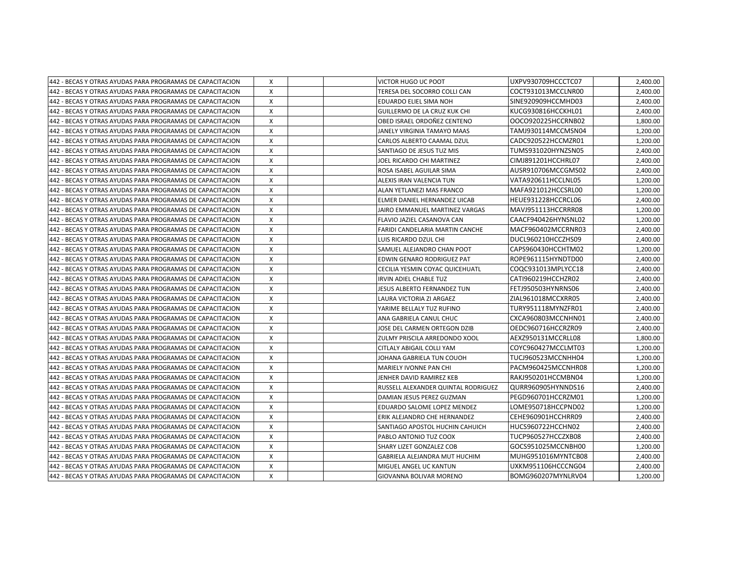| | | | | | | | |
|---|---|---|---|---|---|---|---|
| 442 - BECAS Y OTRAS AYUDAS PARA PROGRAMAS DE CAPACITACION | X | | | VICTOR HUGO UC POOT | UXPV930709HCCCTC07 | | 2,400.00 |
| 442 - BECAS Y OTRAS AYUDAS PARA PROGRAMAS DE CAPACITACION | X | | | TERESA DEL SOCORRO COLLI CAN | COCT931013MCCLNR00 | | 2,400.00 |
| 442 - BECAS Y OTRAS AYUDAS PARA PROGRAMAS DE CAPACITACION | X | | | EDUARDO ELIEL SIMA NOH | SINE920909HCCMHD03 | | 2,400.00 |
| 442 - BECAS Y OTRAS AYUDAS PARA PROGRAMAS DE CAPACITACION | X | | | GUILLERMO DE LA CRUZ KUK CHI | KUCG930816HCCKHL01 | | 2,400.00 |
| 442 - BECAS Y OTRAS AYUDAS PARA PROGRAMAS DE CAPACITACION | X | | | OBED ISRAEL ORDOÑEZ CENTENO | OOCO920225HCCRNB02 | | 1,800.00 |
| 442 - BECAS Y OTRAS AYUDAS PARA PROGRAMAS DE CAPACITACION | X | | | JANELY VIRGINIA TAMAYO MAAS | TAMJ930114MCCMSN04 | | 1,200.00 |
| 442 - BECAS Y OTRAS AYUDAS PARA PROGRAMAS DE CAPACITACION | X | | | CARLOS ALBERTO CAAMAL DZUL | CADC920522HCCMZR01 | | 1,200.00 |
| 442 - BECAS Y OTRAS AYUDAS PARA PROGRAMAS DE CAPACITACION | X | | | SANTIAGO DE JESUS TUZ MIS | TUMS931020HYNZSN05 | | 2,400.00 |
| 442 - BECAS Y OTRAS AYUDAS PARA PROGRAMAS DE CAPACITACION | X | | | JOEL RICARDO CHI MARTINEZ | CIMJ891201HCCHRL07 | | 2,400.00 |
| 442 - BECAS Y OTRAS AYUDAS PARA PROGRAMAS DE CAPACITACION | X | | | ROSA ISABEL AGUILAR SIMA | AUSR910706MCCGMS02 | | 2,400.00 |
| 442 - BECAS Y OTRAS AYUDAS PARA PROGRAMAS DE CAPACITACION | X | | | ALEXIS IRAN VALENCIA TUN | VATA920611HCCLNL05 | | 1,200.00 |
| 442 - BECAS Y OTRAS AYUDAS PARA PROGRAMAS DE CAPACITACION | X | | | ALAN YETLANEZI MAS FRANCO | MAFA921012HCCSRL00 | | 1,200.00 |
| 442 - BECAS Y OTRAS AYUDAS PARA PROGRAMAS DE CAPACITACION | X | | | ELMER DANIEL HERNANDEZ UICAB | HEUE931228HCCRCL06 | | 2,400.00 |
| 442 - BECAS Y OTRAS AYUDAS PARA PROGRAMAS DE CAPACITACION | X | | | JAIRO EMMANUEL MARTINEZ VARGAS | MAVJ951113HCCRRR08 | | 1,200.00 |
| 442 - BECAS Y OTRAS AYUDAS PARA PROGRAMAS DE CAPACITACION | X | | | FLAVIO JAZIEL CASANOVA CAN | CAACF940426HYNSNL02 | | 1,200.00 |
| 442 - BECAS Y OTRAS AYUDAS PARA PROGRAMAS DE CAPACITACION | X | | | FARIDI CANDELARIA MARTIN CANCHE | MACF960402MCCRNR03 | | 2,400.00 |
| 442 - BECAS Y OTRAS AYUDAS PARA PROGRAMAS DE CAPACITACION | X | | | LUIS RICARDO DZUL CHI | DUCL960210HCCZHS09 | | 2,400.00 |
| 442 - BECAS Y OTRAS AYUDAS PARA PROGRAMAS DE CAPACITACION | X | | | SAMUEL ALEJANDRO CHAN POOT | CAPS960430HCCHTM02 | | 1,200.00 |
| 442 - BECAS Y OTRAS AYUDAS PARA PROGRAMAS DE CAPACITACION | X | | | EDWIN GENARO RODRIGUEZ PAT | ROPE961115HYNDTD00 | | 2,400.00 |
| 442 - BECAS Y OTRAS AYUDAS PARA PROGRAMAS DE CAPACITACION | X | | | CECILIA YESMIN COYAC QUICEHUATL | COQC931013MPLYCC18 | | 2,400.00 |
| 442 - BECAS Y OTRAS AYUDAS PARA PROGRAMAS DE CAPACITACION | X | | | IRVIN ADIEL CHABLE TUZ | CATI960219HCCHZR02 | | 2,400.00 |
| 442 - BECAS Y OTRAS AYUDAS PARA PROGRAMAS DE CAPACITACION | X | | | JESUS ALBERTO FERNANDEZ TUN | FETJ950503HYNRNS06 | | 2,400.00 |
| 442 - BECAS Y OTRAS AYUDAS PARA PROGRAMAS DE CAPACITACION | X | | | LAURA VICTORIA ZI ARGAEZ | ZIAL961018MCCXRR05 | | 2,400.00 |
| 442 - BECAS Y OTRAS AYUDAS PARA PROGRAMAS DE CAPACITACION | X | | | YARIME BELLALY TUZ RUFINO | TURY951118MYNZFR01 | | 2,400.00 |
| 442 - BECAS Y OTRAS AYUDAS PARA PROGRAMAS DE CAPACITACION | X | | | ANA GABRIELA CANUL CHUC | CXCA960803MCCNHN01 | | 2,400.00 |
| 442 - BECAS Y OTRAS AYUDAS PARA PROGRAMAS DE CAPACITACION | X | | | JOSE DEL CARMEN ORTEGON DZIB | OEDC960716HCCRZR09 | | 2,400.00 |
| 442 - BECAS Y OTRAS AYUDAS PARA PROGRAMAS DE CAPACITACION | X | | | ZULMY PRISCILA ARREDONDO XOOL | AEXZ950131MCCRLL08 | | 1,800.00 |
| 442 - BECAS Y OTRAS AYUDAS PARA PROGRAMAS DE CAPACITACION | X | | | CITLALY ABIGAIL COLLI YAM | COYC960427MCCLMT03 | | 1,200.00 |
| 442 - BECAS Y OTRAS AYUDAS PARA PROGRAMAS DE CAPACITACION | X | | | JOHANA GABRIELA TUN COUOH | TUCJ960523MCCNHH04 | | 1,200.00 |
| 442 - BECAS Y OTRAS AYUDAS PARA PROGRAMAS DE CAPACITACION | X | | | MARIELY IVONNE PAN CHI | PACM960425MCCNHR08 | | 1,200.00 |
| 442 - BECAS Y OTRAS AYUDAS PARA PROGRAMAS DE CAPACITACION | X | | | JENHER DAVID RAMIREZ KEB | RAKJ950201HCCMBN04 | | 1,200.00 |
| 442 - BECAS Y OTRAS AYUDAS PARA PROGRAMAS DE CAPACITACION | X | | | RUSSELL ALEXANDER QUINTAL RODRIGUEZ | QURR960905HYNNDS16 | | 2,400.00 |
| 442 - BECAS Y OTRAS AYUDAS PARA PROGRAMAS DE CAPACITACION | X | | | DAMIAN JESUS PEREZ GUZMAN | PEGD960701HCCRZM01 | | 1,200.00 |
| 442 - BECAS Y OTRAS AYUDAS PARA PROGRAMAS DE CAPACITACION | X | | | EDUARDO SALOME LOPEZ MENDEZ | LOME950718HCCPND02 | | 1,200.00 |
| 442 - BECAS Y OTRAS AYUDAS PARA PROGRAMAS DE CAPACITACION | X | | | ERIK ALEJANDRO CHE HERNANDEZ | CEHE960901HCCHRR09 | | 2,400.00 |
| 442 - BECAS Y OTRAS AYUDAS PARA PROGRAMAS DE CAPACITACION | X | | | SANTIAGO APOSTOL HUCHIN CAHUICH | HUCS960722HCCHN02 | | 2,400.00 |
| 442 - BECAS Y OTRAS AYUDAS PARA PROGRAMAS DE CAPACITACION | X | | | PABLO ANTONIO TUZ COOX | TUCP960527HCCZXB08 | | 2,400.00 |
| 442 - BECAS Y OTRAS AYUDAS PARA PROGRAMAS DE CAPACITACION | X | | | SHARY LIZET GONZALEZ COB | GOCS951025MCCNBH00 | | 1,200.00 |
| 442 - BECAS Y OTRAS AYUDAS PARA PROGRAMAS DE CAPACITACION | X | | | GABRIELA ALEJANDRA MUT HUCHIM | MUHG951016MYNTCB08 | | 2,400.00 |
| 442 - BECAS Y OTRAS AYUDAS PARA PROGRAMAS DE CAPACITACION | X | | | MIGUEL ANGEL UC KANTUN | UXKM951106HCCCNG04 | | 2,400.00 |
| 442 - BECAS Y OTRAS AYUDAS PARA PROGRAMAS DE CAPACITACION | X | | | GIOVANNA BOLIVAR MORENO | BOMG960207MYNLRV04 | | 1,200.00 |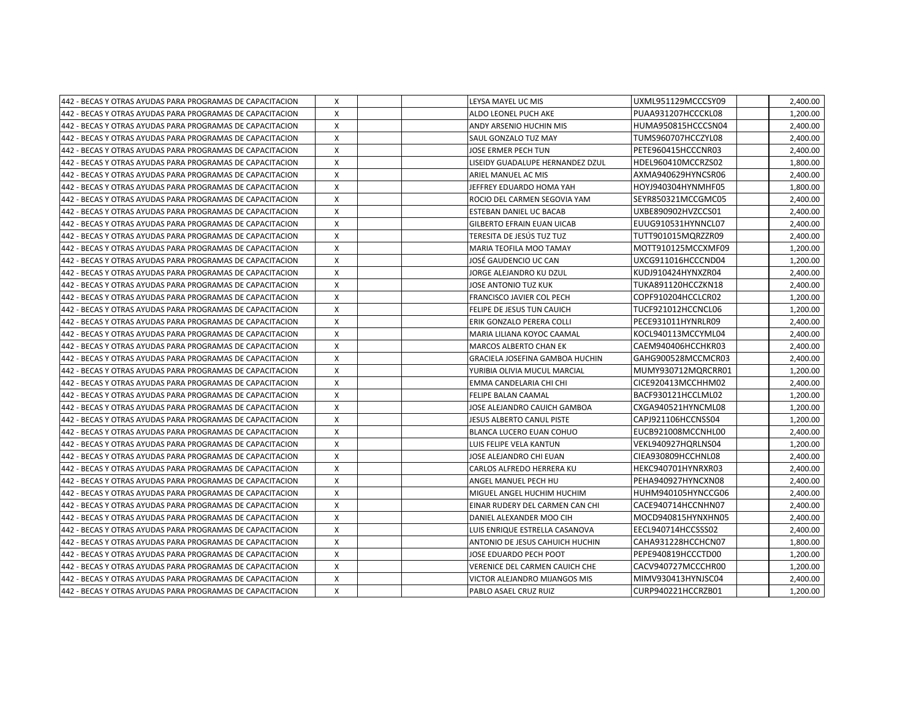| | | | | | | | |
|---|---|---|---|---|---|---|---|
| 442 - BECAS Y OTRAS AYUDAS PARA PROGRAMAS DE CAPACITACION | X | | | LEYSA MAYEL UC MIS | UXML951129MCCCSY09 | | 2,400.00 |
| 442 - BECAS Y OTRAS AYUDAS PARA PROGRAMAS DE CAPACITACION | X | | | ALDO LEONEL PUCH AKE | PUAA931207HCCCKL08 | | 1,200.00 |
| 442 - BECAS Y OTRAS AYUDAS PARA PROGRAMAS DE CAPACITACION | X | | | ANDY ARSENIO HUCHIN MIS | HUMA950815HCCCSN04 | | 2,400.00 |
| 442 - BECAS Y OTRAS AYUDAS PARA PROGRAMAS DE CAPACITACION | X | | | SAUL GONZALO TUZ MAY | TUMS960707HCCZYL08 | | 2,400.00 |
| 442 - BECAS Y OTRAS AYUDAS PARA PROGRAMAS DE CAPACITACION | X | | | JOSE ERMER PECH TUN | PETE960415HCCCNR03 | | 2,400.00 |
| 442 - BECAS Y OTRAS AYUDAS PARA PROGRAMAS DE CAPACITACION | X | | | LISEIDY GUADALUPE HERNANDEZ DZUL | HDEL960410MCCRZS02 | | 1,800.00 |
| 442 - BECAS Y OTRAS AYUDAS PARA PROGRAMAS DE CAPACITACION | X | | | ARIEL MANUEL AC MIS | AXMA940629HYNCSR06 | | 2,400.00 |
| 442 - BECAS Y OTRAS AYUDAS PARA PROGRAMAS DE CAPACITACION | X | | | JEFFREY EDUARDO HOMA YAH | HOYJ940304HYNMHF05 | | 1,800.00 |
| 442 - BECAS Y OTRAS AYUDAS PARA PROGRAMAS DE CAPACITACION | X | | | ROCIO DEL CARMEN SEGOVIA YAM | SEYR850321MCCGMC05 | | 2,400.00 |
| 442 - BECAS Y OTRAS AYUDAS PARA PROGRAMAS DE CAPACITACION | X | | | ESTEBAN DANIEL UC BACAB | UXBE890902HVZCCS01 | | 2,400.00 |
| 442 - BECAS Y OTRAS AYUDAS PARA PROGRAMAS DE CAPACITACION | X | | | GILBERTO EFRAIN EUAN UICAB | EUUG910531HYNNCL07 | | 2,400.00 |
| 442 - BECAS Y OTRAS AYUDAS PARA PROGRAMAS DE CAPACITACION | X | | | TERESITA DE JESÚS TUZ TUZ | TUTT901015MQRZZR09 | | 2,400.00 |
| 442 - BECAS Y OTRAS AYUDAS PARA PROGRAMAS DE CAPACITACION | X | | | MARIA TEOFILA MOO TAMAY | MOTT910125MCCXMF09 | | 1,200.00 |
| 442 - BECAS Y OTRAS AYUDAS PARA PROGRAMAS DE CAPACITACION | X | | | JOSÉ GAUDENCIO UC CAN | UXCG911016HCCCND04 | | 1,200.00 |
| 442 - BECAS Y OTRAS AYUDAS PARA PROGRAMAS DE CAPACITACION | X | | | JORGE ALEJANDRO KU DZUL | KUDJ910424HYNXZR04 | | 2,400.00 |
| 442 - BECAS Y OTRAS AYUDAS PARA PROGRAMAS DE CAPACITACION | X | | | JOSE ANTONIO TUZ KUK | TUKA891120HCCZKN18 | | 2,400.00 |
| 442 - BECAS Y OTRAS AYUDAS PARA PROGRAMAS DE CAPACITACION | X | | | FRANCISCO JAVIER COL PECH | COPF910204HCCLCR02 | | 1,200.00 |
| 442 - BECAS Y OTRAS AYUDAS PARA PROGRAMAS DE CAPACITACION | X | | | FELIPE DE JESUS TUN CAUICH | TUCF921012HCCNCL06 | | 1,200.00 |
| 442 - BECAS Y OTRAS AYUDAS PARA PROGRAMAS DE CAPACITACION | X | | | ERIK GONZALO PERERA COLLI | PECE931011HYNRLR09 | | 2,400.00 |
| 442 - BECAS Y OTRAS AYUDAS PARA PROGRAMAS DE CAPACITACION | X | | | MARIA LILIANA KOYOC CAAMAL | KOCL940113MCCYML04 | | 2,400.00 |
| 442 - BECAS Y OTRAS AYUDAS PARA PROGRAMAS DE CAPACITACION | X | | | MARCOS ALBERTO CHAN EK | CAEM940406HCCHKR03 | | 2,400.00 |
| 442 - BECAS Y OTRAS AYUDAS PARA PROGRAMAS DE CAPACITACION | X | | | GRACIELA JOSEFINA GAMBOA HUCHIN | GAHG900528MCCMCR03 | | 2,400.00 |
| 442 - BECAS Y OTRAS AYUDAS PARA PROGRAMAS DE CAPACITACION | X | | | YURIBIA OLIVIA MUCUL MARCIAL | MUMY930712MQRCRR01 | | 1,200.00 |
| 442 - BECAS Y OTRAS AYUDAS PARA PROGRAMAS DE CAPACITACION | X | | | EMMA CANDELARIA CHI CHI | CICE920413MCCHHM02 | | 2,400.00 |
| 442 - BECAS Y OTRAS AYUDAS PARA PROGRAMAS DE CAPACITACION | X | | | FELIPE BALAN CAAMAL | BACF930121HCCLML02 | | 1,200.00 |
| 442 - BECAS Y OTRAS AYUDAS PARA PROGRAMAS DE CAPACITACION | X | | | JOSE ALEJANDRO CAUICH GAMBOA | CXGA940521HYNCML08 | | 1,200.00 |
| 442 - BECAS Y OTRAS AYUDAS PARA PROGRAMAS DE CAPACITACION | X | | | JESUS ALBERTO CANUL PISTE | CAPJ921106HCCNSS04 | | 1,200.00 |
| 442 - BECAS Y OTRAS AYUDAS PARA PROGRAMAS DE CAPACITACION | X | | | BLANCA LUCERO EUAN COHUO | EUCB921008MCCNHL00 | | 2,400.00 |
| 442 - BECAS Y OTRAS AYUDAS PARA PROGRAMAS DE CAPACITACION | X | | | LUIS FELIPE VELA KANTUN | VEKL940927HQRLNS04 | | 1,200.00 |
| 442 - BECAS Y OTRAS AYUDAS PARA PROGRAMAS DE CAPACITACION | X | | | JOSE ALEJANDRO CHI EUAN | CIEA930809HCCHNL08 | | 2,400.00 |
| 442 - BECAS Y OTRAS AYUDAS PARA PROGRAMAS DE CAPACITACION | X | | | CARLOS ALFREDO HERRERA KU | HEKC940701HYNRXR03 | | 2,400.00 |
| 442 - BECAS Y OTRAS AYUDAS PARA PROGRAMAS DE CAPACITACION | X | | | ANGEL MANUEL PECH HU | PEHA940927HYNCXN08 | | 2,400.00 |
| 442 - BECAS Y OTRAS AYUDAS PARA PROGRAMAS DE CAPACITACION | X | | | MIGUEL ANGEL HUCHIM HUCHIM | HUHM940105HYNCCG06 | | 2,400.00 |
| 442 - BECAS Y OTRAS AYUDAS PARA PROGRAMAS DE CAPACITACION | X | | | EINAR RUDERY DEL CARMEN CAN CHI | CACE940714HCCNHN07 | | 2,400.00 |
| 442 - BECAS Y OTRAS AYUDAS PARA PROGRAMAS DE CAPACITACION | X | | | DANIEL ALEXANDER MOO CIH | MOCD940815HYNXHN05 | | 2,400.00 |
| 442 - BECAS Y OTRAS AYUDAS PARA PROGRAMAS DE CAPACITACION | X | | | LUIS ENRIQUE ESTRELLA CASANOVA | EECL940714HCCSSS02 | | 2,400.00 |
| 442 - BECAS Y OTRAS AYUDAS PARA PROGRAMAS DE CAPACITACION | X | | | ANTONIO DE JESUS CAHUICH HUCHIN | CAHA931228HCCHCN07 | | 1,800.00 |
| 442 - BECAS Y OTRAS AYUDAS PARA PROGRAMAS DE CAPACITACION | X | | | JOSE EDUARDO PECH POOT | PEPE940819HCCCTD00 | | 1,200.00 |
| 442 - BECAS Y OTRAS AYUDAS PARA PROGRAMAS DE CAPACITACION | X | | | VERENICE DEL CARMEN CAUICH CHE | CACV940727MCCCHR00 | | 1,200.00 |
| 442 - BECAS Y OTRAS AYUDAS PARA PROGRAMAS DE CAPACITACION | X | | | VICTOR ALEJANDRO MIJANGOS MIS | MIMV930413HYNJSC04 | | 2,400.00 |
| 442 - BECAS Y OTRAS AYUDAS PARA PROGRAMAS DE CAPACITACION | X | | | PABLO ASAEL CRUZ RUIZ | CURP940221HCCRZB01 | | 1,200.00 |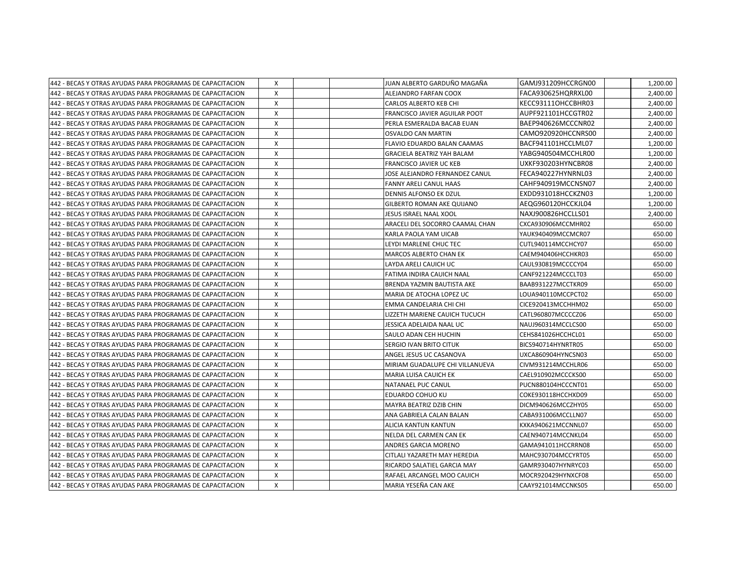| | | | | | | | |
|---|---|---|---|---|---|---|---|
| 442 - BECAS Y OTRAS AYUDAS PARA PROGRAMAS DE CAPACITACION | X | | | JUAN ALBERTO GARDUÑO MAGAÑA | GAMJ931209HCCRGN00 | | 1,200.00 |
| 442 - BECAS Y OTRAS AYUDAS PARA PROGRAMAS DE CAPACITACION | X | | | ALEJANDRO FARFAN COOX | FACA930625HQRRXL00 | | 2,400.00 |
| 442 - BECAS Y OTRAS AYUDAS PARA PROGRAMAS DE CAPACITACION | X | | | CARLOS ALBERTO KEB CHI | KECC931110HCCBHR03 | | 2,400.00 |
| 442 - BECAS Y OTRAS AYUDAS PARA PROGRAMAS DE CAPACITACION | X | | | FRANCISCO JAVIER AGUILAR POOT | AUPF921101HCCGTR02 | | 2,400.00 |
| 442 - BECAS Y OTRAS AYUDAS PARA PROGRAMAS DE CAPACITACION | X | | | PERLA ESMERALDA BACAB EUAN | BAEP940626MCCCNR02 | | 2,400.00 |
| 442 - BECAS Y OTRAS AYUDAS PARA PROGRAMAS DE CAPACITACION | X | | | OSVALDO CAN MARTIN | CAMO920920HCCNRS00 | | 2,400.00 |
| 442 - BECAS Y OTRAS AYUDAS PARA PROGRAMAS DE CAPACITACION | X | | | FLAVIO EDUARDO BALAN CAAMAS | BACF941101HCCLML07 | | 1,200.00 |
| 442 - BECAS Y OTRAS AYUDAS PARA PROGRAMAS DE CAPACITACION | X | | | GRACIELA BEATRIZ YAH BALAM | YABG940504MCCHLR00 | | 1,200.00 |
| 442 - BECAS Y OTRAS AYUDAS PARA PROGRAMAS DE CAPACITACION | X | | | FRANCISCO JAVIER UC KEB | UXKF930203HYNCBR08 | | 2,400.00 |
| 442 - BECAS Y OTRAS AYUDAS PARA PROGRAMAS DE CAPACITACION | X | | | JOSE ALEJANDRO FERNANDEZ CANUL | FECA940227HYNRNL03 | | 2,400.00 |
| 442 - BECAS Y OTRAS AYUDAS PARA PROGRAMAS DE CAPACITACION | X | | | FANNY ARELI CANUL HAAS | CAHF940919MCCNSN07 | | 2,400.00 |
| 442 - BECAS Y OTRAS AYUDAS PARA PROGRAMAS DE CAPACITACION | X | | | DENNIS ALFONSO EK DZUL | EXDD931018HCCKZN03 | | 1,200.00 |
| 442 - BECAS Y OTRAS AYUDAS PARA PROGRAMAS DE CAPACITACION | X | | | GILBERTO ROMAN AKE QUIJANO | AEQG960120HCCKJL04 | | 1,200.00 |
| 442 - BECAS Y OTRAS AYUDAS PARA PROGRAMAS DE CAPACITACION | X | | | JESUS ISRAEL NAAL XOOL | NAXJ900826HCCLLS01 | | 2,400.00 |
| 442 - BECAS Y OTRAS AYUDAS PARA PROGRAMAS DE CAPACITACION | X | | | ARACELI DEL SOCORRO CAAMAL CHAN | CXCA930906MCCMHR02 | | 650.00 |
| 442 - BECAS Y OTRAS AYUDAS PARA PROGRAMAS DE CAPACITACION | X | | | KARLA PAOLA YAM UICAB | YAUK940409MCCMCR07 | | 650.00 |
| 442 - BECAS Y OTRAS AYUDAS PARA PROGRAMAS DE CAPACITACION | X | | | LEYDI MARLENE CHUC TEC | CUTL940114MCCHCY07 | | 650.00 |
| 442 - BECAS Y OTRAS AYUDAS PARA PROGRAMAS DE CAPACITACION | X | | | MARCOS ALBERTO CHAN EK | CAEM940406HCCHKR03 | | 650.00 |
| 442 - BECAS Y OTRAS AYUDAS PARA PROGRAMAS DE CAPACITACION | X | | | LAYDA ARELI CAUICH UC | CAUL930819MCCCCY04 | | 650.00 |
| 442 - BECAS Y OTRAS AYUDAS PARA PROGRAMAS DE CAPACITACION | X | | | FATIMA INDIRA CAUICH NAAL | CANF921224MCCCLT03 | | 650.00 |
| 442 - BECAS Y OTRAS AYUDAS PARA PROGRAMAS DE CAPACITACION | X | | | BRENDA YAZMIN BAUTISTA AKE | BAAB931227MCCTKR09 | | 650.00 |
| 442 - BECAS Y OTRAS AYUDAS PARA PROGRAMAS DE CAPACITACION | X | | | MARIA DE ATOCHA LOPEZ UC | LOUA940110MCCPCT02 | | 650.00 |
| 442 - BECAS Y OTRAS AYUDAS PARA PROGRAMAS DE CAPACITACION | X | | | EMMA CANDELARIA CHI CHI | CICE920413MCCHHM02 | | 650.00 |
| 442 - BECAS Y OTRAS AYUDAS PARA PROGRAMAS DE CAPACITACION | X | | | LIZZETH MARIENE CAUICH TUCUCH | CATL960807MCCCCZ06 | | 650.00 |
| 442 - BECAS Y OTRAS AYUDAS PARA PROGRAMAS DE CAPACITACION | X | | | JESSICA ADELAIDA NAAL UC | NAUJ960314MCCLCS00 | | 650.00 |
| 442 - BECAS Y OTRAS AYUDAS PARA PROGRAMAS DE CAPACITACION | X | | | SAULO ADAN CEH HUCHIN | CEHS841026HCCHCL01 | | 650.00 |
| 442 - BECAS Y OTRAS AYUDAS PARA PROGRAMAS DE CAPACITACION | X | | | SERGIO IVAN BRITO CITUK | BICS940714HYNRTR05 | | 650.00 |
| 442 - BECAS Y OTRAS AYUDAS PARA PROGRAMAS DE CAPACITACION | X | | | ANGEL JESUS UC CASANOVA | UXCA860904HYNCSN03 | | 650.00 |
| 442 - BECAS Y OTRAS AYUDAS PARA PROGRAMAS DE CAPACITACION | X | | | MIRIAM GUADALUPE CHI VILLANUEVA | CIVM931214MCCHLR06 | | 650.00 |
| 442 - BECAS Y OTRAS AYUDAS PARA PROGRAMAS DE CAPACITACION | X | | | MARIA LUISA CAUICH EK | CAEL910902MCCCKS00 | | 650.00 |
| 442 - BECAS Y OTRAS AYUDAS PARA PROGRAMAS DE CAPACITACION | X | | | NATANAEL PUC CANUL | PUCN880104HCCCNT01 | | 650.00 |
| 442 - BECAS Y OTRAS AYUDAS PARA PROGRAMAS DE CAPACITACION | X | | | EDUARDO COHUO KU | COKE930118HCCHXD09 | | 650.00 |
| 442 - BECAS Y OTRAS AYUDAS PARA PROGRAMAS DE CAPACITACION | X | | | MAYRA BEATRIZ DZIB CHIN | DICM940626MCCZHY05 | | 650.00 |
| 442 - BECAS Y OTRAS AYUDAS PARA PROGRAMAS DE CAPACITACION | X | | | ANA GABRIELA CALAN BALAN | CABA931006MCCLLN07 | | 650.00 |
| 442 - BECAS Y OTRAS AYUDAS PARA PROGRAMAS DE CAPACITACION | X | | | ALICIA KANTUN KANTUN | KXKA940621MCCNNL07 | | 650.00 |
| 442 - BECAS Y OTRAS AYUDAS PARA PROGRAMAS DE CAPACITACION | X | | | NELDA DEL CARMEN CAN EK | CAEN940714MCCNKL04 | | 650.00 |
| 442 - BECAS Y OTRAS AYUDAS PARA PROGRAMAS DE CAPACITACION | X | | | ANDRES GARCIA MORENO | GAMA941011HCCRRN08 | | 650.00 |
| 442 - BECAS Y OTRAS AYUDAS PARA PROGRAMAS DE CAPACITACION | X | | | CITLALI YAZARETH MAY HEREDIA | MAHC930704MCCYRT05 | | 650.00 |
| 442 - BECAS Y OTRAS AYUDAS PARA PROGRAMAS DE CAPACITACION | X | | | RICARDO SALATIEL GARCIA MAY | GAMR930407HYNRYC03 | | 650.00 |
| 442 - BECAS Y OTRAS AYUDAS PARA PROGRAMAS DE CAPACITACION | X | | | RAFAEL ARCANGEL MOO CAUICH | MOCR920429HYNXCF08 | | 650.00 |
| 442 - BECAS Y OTRAS AYUDAS PARA PROGRAMAS DE CAPACITACION | X | | | MARIA YESEÑA CAN AKE | CAAY921014MCCNKS05 | | 650.00 |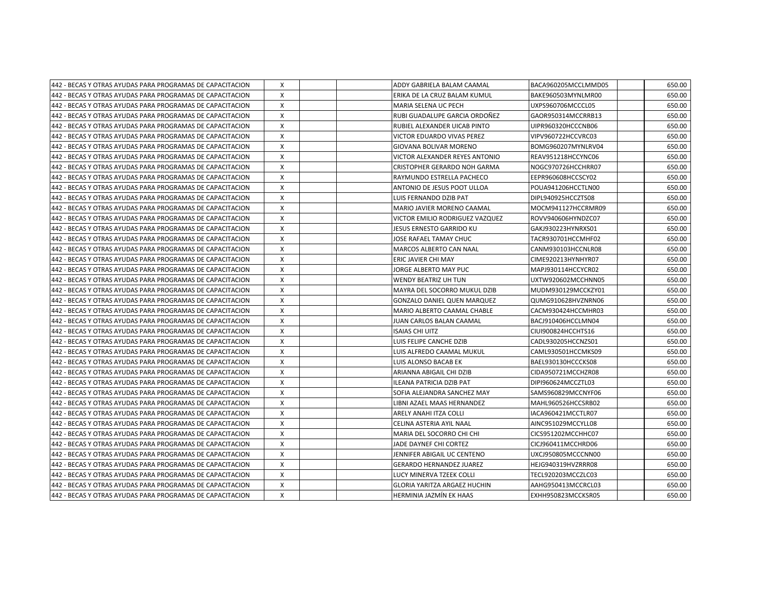| | | | | | | | |
|---|---|---|---|---|---|---|---|
| 442 - BECAS Y OTRAS AYUDAS PARA PROGRAMAS DE CAPACITACION | X | | | ADDY GABRIELA BALAM CAAMAL | BACA960205MCCLMMD05 | | 650.00 |
| 442 - BECAS Y OTRAS AYUDAS PARA PROGRAMAS DE CAPACITACION | X | | | ERIKA DE LA CRUZ BALAM KUMUL | BAKE960503MYNLMR00 | | 650.00 |
| 442 - BECAS Y OTRAS AYUDAS PARA PROGRAMAS DE CAPACITACION | X | | | MARIA SELENA UC PECH | UXPS960706MCCCL05 | | 650.00 |
| 442 - BECAS Y OTRAS AYUDAS PARA PROGRAMAS DE CAPACITACION | X | | | RUBI GUADALUPE GARCIA ORDOÑEZ | GAOR950314MCCRRB13 | | 650.00 |
| 442 - BECAS Y OTRAS AYUDAS PARA PROGRAMAS DE CAPACITACION | X | | | RUBIEL ALEXANDER UICAB PINTO | UIPR960320HCCCNB06 | | 650.00 |
| 442 - BECAS Y OTRAS AYUDAS PARA PROGRAMAS DE CAPACITACION | X | | | VICTOR EDUARDO VIVAS PEREZ | VIPV960722HCCVRC03 | | 650.00 |
| 442 - BECAS Y OTRAS AYUDAS PARA PROGRAMAS DE CAPACITACION | X | | | GIOVANA BOLIVAR MORENO | BOMG960207MYNLRV04 | | 650.00 |
| 442 - BECAS Y OTRAS AYUDAS PARA PROGRAMAS DE CAPACITACION | X | | | VICTOR ALEXANDER REYES ANTONIO | REAV951218HCCYNC06 | | 650.00 |
| 442 - BECAS Y OTRAS AYUDAS PARA PROGRAMAS DE CAPACITACION | X | | | CRISTOPHER GERARDO NOH GARMA | NOGC970726HCCHRR07 | | 650.00 |
| 442 - BECAS Y OTRAS AYUDAS PARA PROGRAMAS DE CAPACITACION | X | | | RAYMUNDO ESTRELLA PACHECO | EEPR960608HCCSCY02 | | 650.00 |
| 442 - BECAS Y OTRAS AYUDAS PARA PROGRAMAS DE CAPACITACION | X | | | ANTONIO DE JESUS POOT ULLOA | POUA941206HCCTLN00 | | 650.00 |
| 442 - BECAS Y OTRAS AYUDAS PARA PROGRAMAS DE CAPACITACION | X | | | LUIS FERNANDO DZIB PAT | DIPL940925HCCZTS08 | | 650.00 |
| 442 - BECAS Y OTRAS AYUDAS PARA PROGRAMAS DE CAPACITACION | X | | | MARIO JAVIER MORENO CAAMAL | MOCM941127HCCRMR09 | | 650.00 |
| 442 - BECAS Y OTRAS AYUDAS PARA PROGRAMAS DE CAPACITACION | X | | | VICTOR EMILIO RODRIGUEZ VAZQUEZ | ROVV940606HYNDZC07 | | 650.00 |
| 442 - BECAS Y OTRAS AYUDAS PARA PROGRAMAS DE CAPACITACION | X | | | JESUS ERNESTO GARRIDO KU | GAKJ930223HYNRXS01 | | 650.00 |
| 442 - BECAS Y OTRAS AYUDAS PARA PROGRAMAS DE CAPACITACION | X | | | JOSE RAFAEL TAMAY CHUC | TACR930701HCCMHF02 | | 650.00 |
| 442 - BECAS Y OTRAS AYUDAS PARA PROGRAMAS DE CAPACITACION | X | | | MARCOS ALBERTO CAN NAAL | CANM930103HCCNLR08 | | 650.00 |
| 442 - BECAS Y OTRAS AYUDAS PARA PROGRAMAS DE CAPACITACION | X | | | ERIC JAVIER CHI MAY | CIME920213HYNHYR07 | | 650.00 |
| 442 - BECAS Y OTRAS AYUDAS PARA PROGRAMAS DE CAPACITACION | X | | | JORGE ALBERTO MAY PUC | MAPJ930114HCCYCR02 | | 650.00 |
| 442 - BECAS Y OTRAS AYUDAS PARA PROGRAMAS DE CAPACITACION | X | | | WENDY BEATRIZ UH TUN | UXTW920602MCCHNN05 | | 650.00 |
| 442 - BECAS Y OTRAS AYUDAS PARA PROGRAMAS DE CAPACITACION | X | | | MAYRA DEL SOCORRO MUKUL DZIB | MUDM930129MCCKZY01 | | 650.00 |
| 442 - BECAS Y OTRAS AYUDAS PARA PROGRAMAS DE CAPACITACION | X | | | GONZALO DANIEL QUEN MARQUEZ | QUMG910628HVZNRN06 | | 650.00 |
| 442 - BECAS Y OTRAS AYUDAS PARA PROGRAMAS DE CAPACITACION | X | | | MARIO ALBERTO CAAMAL CHABLE | CACM930424HCCMHR03 | | 650.00 |
| 442 - BECAS Y OTRAS AYUDAS PARA PROGRAMAS DE CAPACITACION | X | | | JUAN CARLOS BALAN CAAMAL | BACJ910406HCCLMN04 | | 650.00 |
| 442 - BECAS Y OTRAS AYUDAS PARA PROGRAMAS DE CAPACITACION | X | | | ISAIAS CHI UITZ | CIUI900824HCCHTS16 | | 650.00 |
| 442 - BECAS Y OTRAS AYUDAS PARA PROGRAMAS DE CAPACITACION | X | | | LUIS FELIPE CANCHE DZIB | CADL930205HCCNZS01 | | 650.00 |
| 442 - BECAS Y OTRAS AYUDAS PARA PROGRAMAS DE CAPACITACION | X | | | LUIS ALFREDO CAAMAL MUKUL | CAML930501HCCMKS09 | | 650.00 |
| 442 - BECAS Y OTRAS AYUDAS PARA PROGRAMAS DE CAPACITACION | X | | | LUIS ALONSO BACAB EK | BAEL930130HCCCKS08 | | 650.00 |
| 442 - BECAS Y OTRAS AYUDAS PARA PROGRAMAS DE CAPACITACION | X | | | ARIANNA ABIGAIL CHI DZIB | CIDA950721MCCHZR08 | | 650.00 |
| 442 - BECAS Y OTRAS AYUDAS PARA PROGRAMAS DE CAPACITACION | X | | | ILEANA PATRICIA DZIB PAT | DIPI960624MCCZTL03 | | 650.00 |
| 442 - BECAS Y OTRAS AYUDAS PARA PROGRAMAS DE CAPACITACION | X | | | SOFIA ALEJANDRA SANCHEZ MAY | SAMS960829MCCNYF06 | | 650.00 |
| 442 - BECAS Y OTRAS AYUDAS PARA PROGRAMAS DE CAPACITACION | X | | | LIBNI AZAEL MAAS HERNANDEZ | MAHL960526HCCSRB02 | | 650.00 |
| 442 - BECAS Y OTRAS AYUDAS PARA PROGRAMAS DE CAPACITACION | X | | | ARELY ANAHI ITZA COLLI | IACA960421MCCTLR07 | | 650.00 |
| 442 - BECAS Y OTRAS AYUDAS PARA PROGRAMAS DE CAPACITACION | X | | | CELINA ASTERIA AYIL NAAL | AINC951029MCCYLL08 | | 650.00 |
| 442 - BECAS Y OTRAS AYUDAS PARA PROGRAMAS DE CAPACITACION | X | | | MARIA DEL SOCORRO CHI CHI | CICS951202MCCHHC07 | | 650.00 |
| 442 - BECAS Y OTRAS AYUDAS PARA PROGRAMAS DE CAPACITACION | X | | | JADE DAYNEF CHI CORTEZ | CICJ960411MCCHRD06 | | 650.00 |
| 442 - BECAS Y OTRAS AYUDAS PARA PROGRAMAS DE CAPACITACION | X | | | JENNIFER ABIGAIL UC CENTENO | UXCJ950805MCCCNN00 | | 650.00 |
| 442 - BECAS Y OTRAS AYUDAS PARA PROGRAMAS DE CAPACITACION | X | | | GERARDO HERNANDEZ JUAREZ | HEJG940319HVZRRR08 | | 650.00 |
| 442 - BECAS Y OTRAS AYUDAS PARA PROGRAMAS DE CAPACITACION | X | | | LUCY MINERVA TZEEK COLLI | TECL920203MCCZLC03 | | 650.00 |
| 442 - BECAS Y OTRAS AYUDAS PARA PROGRAMAS DE CAPACITACION | X | | | GLORIA YARITZA ARGAEZ HUCHIN | AAHG950413MCCRCL03 | | 650.00 |
| 442 - BECAS Y OTRAS AYUDAS PARA PROGRAMAS DE CAPACITACION | X | | | HERMINIA JAZMÍN EK HAAS | EXHH950823MCCKSR05 | | 650.00 |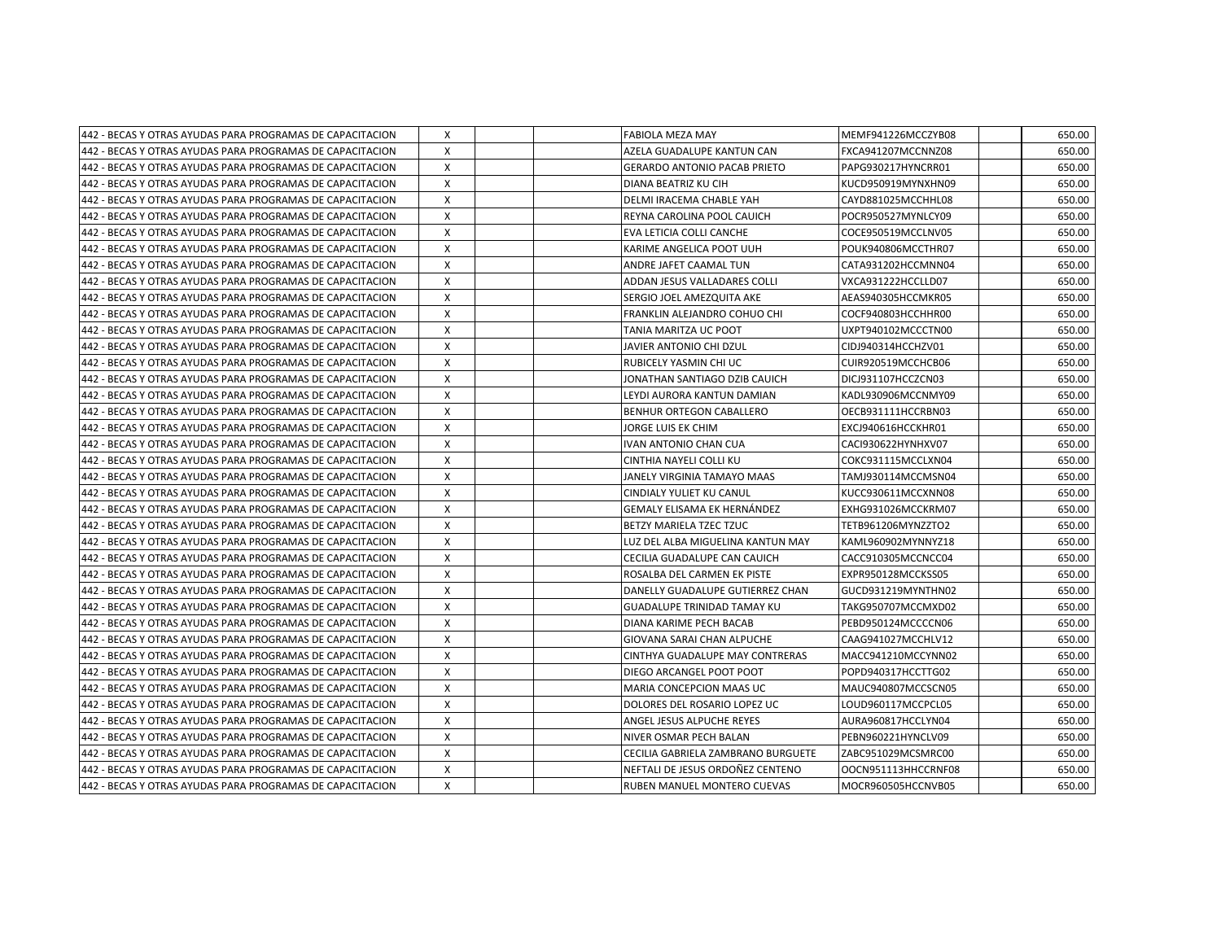| | | | | | | | |
|---|---|---|---|---|---|---|---|
| 442 - BECAS Y OTRAS AYUDAS PARA PROGRAMAS DE CAPACITACION | X | | | FABIOLA MEZA MAY | MEMF941226MCCZYB08 | | 650.00 |
| 442 - BECAS Y OTRAS AYUDAS PARA PROGRAMAS DE CAPACITACION | X | | | AZELA GUADALUPE KANTUN CAN | FXCA941207MCCNNZ08 | | 650.00 |
| 442 - BECAS Y OTRAS AYUDAS PARA PROGRAMAS DE CAPACITACION | X | | | GERARDO ANTONIO PACAB PRIETO | PAPG930217HYNCRR01 | | 650.00 |
| 442 - BECAS Y OTRAS AYUDAS PARA PROGRAMAS DE CAPACITACION | X | | | DIANA BEATRIZ KU CIH | KUCD950919MYNXHN09 | | 650.00 |
| 442 - BECAS Y OTRAS AYUDAS PARA PROGRAMAS DE CAPACITACION | X | | | DELMI IRACEMA CHABLE YAH | CAYD881025MCCHHL08 | | 650.00 |
| 442 - BECAS Y OTRAS AYUDAS PARA PROGRAMAS DE CAPACITACION | X | | | REYNA CAROLINA POOL CAUICH | POCR950527MYNLCY09 | | 650.00 |
| 442 - BECAS Y OTRAS AYUDAS PARA PROGRAMAS DE CAPACITACION | X | | | EVA LETICIA COLLI CANCHE | COCE950519MCCLNV05 | | 650.00 |
| 442 - BECAS Y OTRAS AYUDAS PARA PROGRAMAS DE CAPACITACION | X | | | KARIME ANGELICA POOT UUH | POUK940806MCCTHR07 | | 650.00 |
| 442 - BECAS Y OTRAS AYUDAS PARA PROGRAMAS DE CAPACITACION | X | | | ANDRE JAFET CAAMAL TUN | CATA931202HCCMNN04 | | 650.00 |
| 442 - BECAS Y OTRAS AYUDAS PARA PROGRAMAS DE CAPACITACION | X | | | ADDAN JESUS VALLADARES COLLI | VXCA931222HCCLLD07 | | 650.00 |
| 442 - BECAS Y OTRAS AYUDAS PARA PROGRAMAS DE CAPACITACION | X | | | SERGIO JOEL AMEZQUITA AKE | AEAS940305HCCMKR05 | | 650.00 |
| 442 - BECAS Y OTRAS AYUDAS PARA PROGRAMAS DE CAPACITACION | X | | | FRANKLIN ALEJANDRO COHUO CHI | COCF940803HCCHHR00 | | 650.00 |
| 442 - BECAS Y OTRAS AYUDAS PARA PROGRAMAS DE CAPACITACION | X | | | TANIA MARITZA UC POOT | UXPT940102MCCCTN00 | | 650.00 |
| 442 - BECAS Y OTRAS AYUDAS PARA PROGRAMAS DE CAPACITACION | X | | | JAVIER ANTONIO CHI DZUL | CIDJ940314HCCHZV01 | | 650.00 |
| 442 - BECAS Y OTRAS AYUDAS PARA PROGRAMAS DE CAPACITACION | X | | | RUBICELY YASMIN CHI UC | CUIR920519MCCHCB06 | | 650.00 |
| 442 - BECAS Y OTRAS AYUDAS PARA PROGRAMAS DE CAPACITACION | X | | | JONATHAN SANTIAGO DZIB CAUICH | DICJ931107HCCZCN03 | | 650.00 |
| 442 - BECAS Y OTRAS AYUDAS PARA PROGRAMAS DE CAPACITACION | X | | | LEYDI AURORA KANTUN DAMIAN | KADL930906MCCNMY09 | | 650.00 |
| 442 - BECAS Y OTRAS AYUDAS PARA PROGRAMAS DE CAPACITACION | X | | | BENHUR ORTEGON CABALLERO | OECB931111HCCRBN03 | | 650.00 |
| 442 - BECAS Y OTRAS AYUDAS PARA PROGRAMAS DE CAPACITACION | X | | | JORGE LUIS EK CHIM | EXCJ940616HCCKHR01 | | 650.00 |
| 442 - BECAS Y OTRAS AYUDAS PARA PROGRAMAS DE CAPACITACION | X | | | IVAN ANTONIO CHAN CUA | CACI930622HYNHXV07 | | 650.00 |
| 442 - BECAS Y OTRAS AYUDAS PARA PROGRAMAS DE CAPACITACION | X | | | CINTHIA NAYELI COLLI KU | COKC931115MCCLXN04 | | 650.00 |
| 442 - BECAS Y OTRAS AYUDAS PARA PROGRAMAS DE CAPACITACION | X | | | JANELY VIRGINIA TAMAYO MAAS | TAMJ930114MCCMSN04 | | 650.00 |
| 442 - BECAS Y OTRAS AYUDAS PARA PROGRAMAS DE CAPACITACION | X | | | CINDIALY YULIET KU CANUL | KUCC930611MCCXNN08 | | 650.00 |
| 442 - BECAS Y OTRAS AYUDAS PARA PROGRAMAS DE CAPACITACION | X | | | GEMALY ELISAMA EK HERNÁNDEZ | EXHG931026MCCKRM07 | | 650.00 |
| 442 - BECAS Y OTRAS AYUDAS PARA PROGRAMAS DE CAPACITACION | X | | | BETZY MARIELA TZEC TZUC | TETB961206MYNZZTO2 | | 650.00 |
| 442 - BECAS Y OTRAS AYUDAS PARA PROGRAMAS DE CAPACITACION | X | | | LUZ DEL ALBA MIGUELINA KANTUN MAY | KAML960902MYNNYZ18 | | 650.00 |
| 442 - BECAS Y OTRAS AYUDAS PARA PROGRAMAS DE CAPACITACION | X | | | CECILIA GUADALUPE CAN CAUICH | CACC910305MCCNCC04 | | 650.00 |
| 442 - BECAS Y OTRAS AYUDAS PARA PROGRAMAS DE CAPACITACION | X | | | ROSALBA DEL CARMEN EK PISTE | EXPR950128MCCKSS05 | | 650.00 |
| 442 - BECAS Y OTRAS AYUDAS PARA PROGRAMAS DE CAPACITACION | X | | | DANELLY GUADALUPE GUTIERREZ CHAN | GUCD931219MYNTHN02 | | 650.00 |
| 442 - BECAS Y OTRAS AYUDAS PARA PROGRAMAS DE CAPACITACION | X | | | GUADALUPE TRINIDAD TAMAY KU | TAKG950707MCCMXD02 | | 650.00 |
| 442 - BECAS Y OTRAS AYUDAS PARA PROGRAMAS DE CAPACITACION | X | | | DIANA KARIME PECH BACAB | PEBD950124MCCCCN06 | | 650.00 |
| 442 - BECAS Y OTRAS AYUDAS PARA PROGRAMAS DE CAPACITACION | X | | | GIOVANA SARAI CHAN ALPUCHE | CAAG941027MCCHLV12 | | 650.00 |
| 442 - BECAS Y OTRAS AYUDAS PARA PROGRAMAS DE CAPACITACION | X | | | CINTHYA GUADALUPE MAY CONTRERAS | MACC941210MCCYNN02 | | 650.00 |
| 442 - BECAS Y OTRAS AYUDAS PARA PROGRAMAS DE CAPACITACION | X | | | DIEGO ARCANGEL POOT POOT | POPD940317HCCTTG02 | | 650.00 |
| 442 - BECAS Y OTRAS AYUDAS PARA PROGRAMAS DE CAPACITACION | X | | | MARIA CONCEPCION MAAS UC | MAUC940807MCCSCN05 | | 650.00 |
| 442 - BECAS Y OTRAS AYUDAS PARA PROGRAMAS DE CAPACITACION | X | | | DOLORES DEL ROSARIO LOPEZ UC | LOUD960117MCCPCL05 | | 650.00 |
| 442 - BECAS Y OTRAS AYUDAS PARA PROGRAMAS DE CAPACITACION | X | | | ANGEL JESUS ALPUCHE REYES | AURA960817HCCLYN04 | | 650.00 |
| 442 - BECAS Y OTRAS AYUDAS PARA PROGRAMAS DE CAPACITACION | X | | | NIVER OSMAR PECH BALAN | PEBN960221HYNCLV09 | | 650.00 |
| 442 - BECAS Y OTRAS AYUDAS PARA PROGRAMAS DE CAPACITACION | X | | | CECILIA GABRIELA ZAMBRANO BURGUETE | ZABC951029MCSMRC00 | | 650.00 |
| 442 - BECAS Y OTRAS AYUDAS PARA PROGRAMAS DE CAPACITACION | X | | | NEFTALI DE JESUS ORDOÑEZ CENTENO | OOCN951113HHCCRNF08 | | 650.00 |
| 442 - BECAS Y OTRAS AYUDAS PARA PROGRAMAS DE CAPACITACION | X | | | RUBEN MANUEL MONTERO CUEVAS | MOCR960505HCCNVB05 | | 650.00 |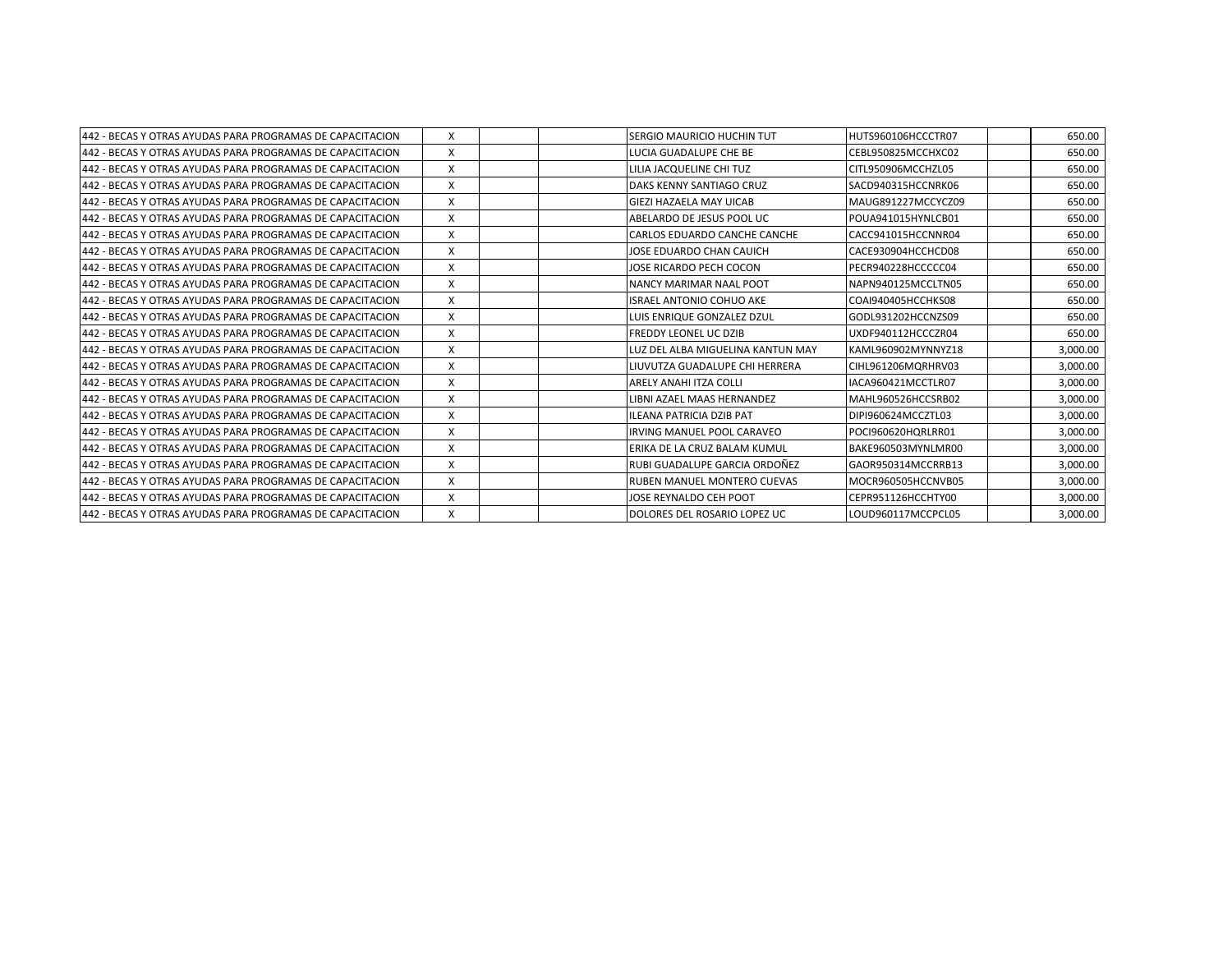| | | | | | | | |
|---|---|---|---|---|---|---|---|
| 442 - BECAS Y OTRAS AYUDAS PARA PROGRAMAS DE CAPACITACION | X | | | SERGIO MAURICIO HUCHIN TUT | HUTS960106HCCCTR07 | | 650.00 |
| 442 - BECAS Y OTRAS AYUDAS PARA PROGRAMAS DE CAPACITACION | X | | | LUCIA GUADALUPE CHE BE | CEBL950825MCCHXC02 | | 650.00 |
| 442 - BECAS Y OTRAS AYUDAS PARA PROGRAMAS DE CAPACITACION | X | | | LILIA JACQUELINE CHI TUZ | CITL950906MCCHZL05 | | 650.00 |
| 442 - BECAS Y OTRAS AYUDAS PARA PROGRAMAS DE CAPACITACION | X | | | DAKS KENNY SANTIAGO CRUZ | SACD940315HCCNRK06 | | 650.00 |
| 442 - BECAS Y OTRAS AYUDAS PARA PROGRAMAS DE CAPACITACION | X | | | GIEZI HAZAELA MAY UICAB | MAUG891227MCCYCZ09 | | 650.00 |
| 442 - BECAS Y OTRAS AYUDAS PARA PROGRAMAS DE CAPACITACION | X | | | ABELARDO DE JESUS POOL UC | POUA941015HYNLCB01 | | 650.00 |
| 442 - BECAS Y OTRAS AYUDAS PARA PROGRAMAS DE CAPACITACION | X | | | CARLOS EDUARDO CANCHE CANCHE | CACC941015HCCNNR04 | | 650.00 |
| 442 - BECAS Y OTRAS AYUDAS PARA PROGRAMAS DE CAPACITACION | X | | | JOSE EDUARDO CHAN CAUICH | CACE930904HCCHCD08 | | 650.00 |
| 442 - BECAS Y OTRAS AYUDAS PARA PROGRAMAS DE CAPACITACION | X | | | JOSE RICARDO PECH COCON | PECR940228HCCCCC04 | | 650.00 |
| 442 - BECAS Y OTRAS AYUDAS PARA PROGRAMAS DE CAPACITACION | X | | | NANCY MARIMAR NAAL POOT | NAPN940125MCCLTN05 | | 650.00 |
| 442 - BECAS Y OTRAS AYUDAS PARA PROGRAMAS DE CAPACITACION | X | | | ISRAEL ANTONIO COHUO AKE | COAI940405HCCHKS08 | | 650.00 |
| 442 - BECAS Y OTRAS AYUDAS PARA PROGRAMAS DE CAPACITACION | X | | | LUIS ENRIQUE GONZALEZ DZUL | GODL931202HCCNZS09 | | 650.00 |
| 442 - BECAS Y OTRAS AYUDAS PARA PROGRAMAS DE CAPACITACION | X | | | FREDDY LEONEL UC DZIB | UXDF940112HCCCZR04 | | 650.00 |
| 442 - BECAS Y OTRAS AYUDAS PARA PROGRAMAS DE CAPACITACION | X | | | LUZ DEL ALBA MIGUELINA KANTUN MAY | KAML960902MYNNYZ18 | | 3,000.00 |
| 442 - BECAS Y OTRAS AYUDAS PARA PROGRAMAS DE CAPACITACION | X | | | LIUVUTZA GUADALUPE CHI HERRERA | CIHL961206MQRHRV03 | | 3,000.00 |
| 442 - BECAS Y OTRAS AYUDAS PARA PROGRAMAS DE CAPACITACION | X | | | ARELY ANAHI ITZA COLLI | IACA960421MCCTLR07 | | 3,000.00 |
| 442 - BECAS Y OTRAS AYUDAS PARA PROGRAMAS DE CAPACITACION | X | | | LIBNI AZAEL MAAS HERNANDEZ | MAHL960526HCCSRB02 | | 3,000.00 |
| 442 - BECAS Y OTRAS AYUDAS PARA PROGRAMAS DE CAPACITACION | X | | | ILEANA PATRICIA DZIB PAT | DIPI960624MCCZTL03 | | 3,000.00 |
| 442 - BECAS Y OTRAS AYUDAS PARA PROGRAMAS DE CAPACITACION | X | | | IRVING MANUEL POOL CARAVEO | POCI960620HQRLRR01 | | 3,000.00 |
| 442 - BECAS Y OTRAS AYUDAS PARA PROGRAMAS DE CAPACITACION | X | | | ERIKA DE LA CRUZ BALAM KUMUL | BAKE960503MYNLMR00 | | 3,000.00 |
| 442 - BECAS Y OTRAS AYUDAS PARA PROGRAMAS DE CAPACITACION | X | | | RUBI GUADALUPE GARCIA ORDOÑEZ | GAOR950314MCCRRB13 | | 3,000.00 |
| 442 - BECAS Y OTRAS AYUDAS PARA PROGRAMAS DE CAPACITACION | X | | | RUBEN MANUEL MONTERO CUEVAS | MOCR960505HCCNVB05 | | 3,000.00 |
| 442 - BECAS Y OTRAS AYUDAS PARA PROGRAMAS DE CAPACITACION | X | | | JOSE REYNALDO CEH POOT | CEPR951126HCCHTY00 | | 3,000.00 |
| 442 - BECAS Y OTRAS AYUDAS PARA PROGRAMAS DE CAPACITACION | X | | | DOLORES DEL ROSARIO LOPEZ UC | LOUD960117MCCPCL05 | | 3,000.00 |